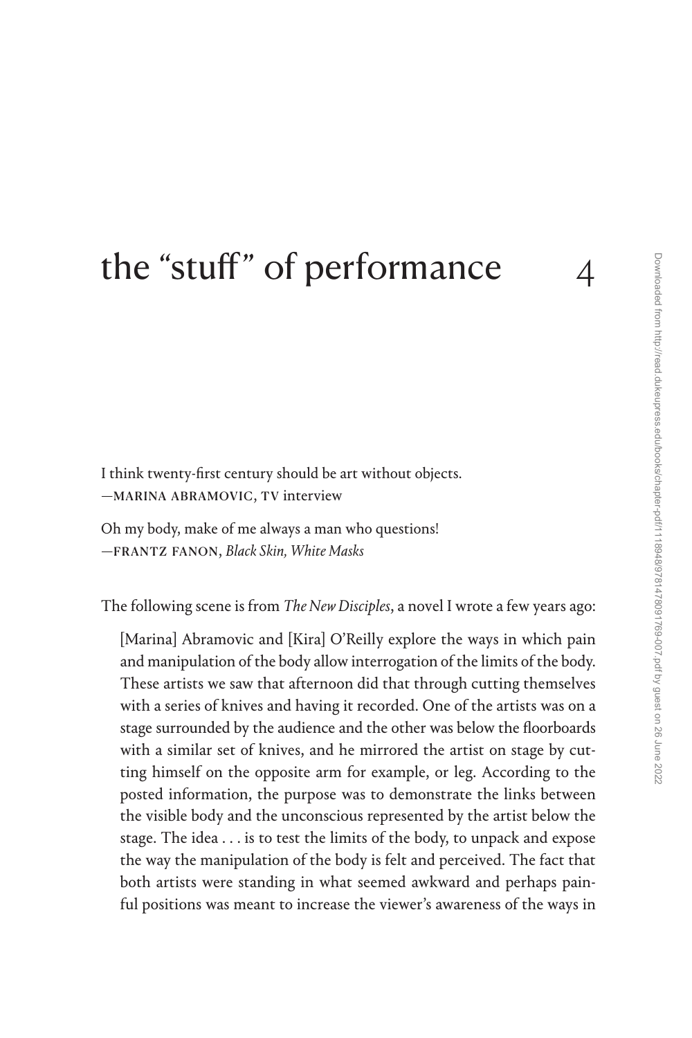# the "stuff" of performance 4

I think twenty-first century should be art without objects.
—MARINA ABRAMOVIC, TV interview

Oh my body, make of me always a man who questions!
—FRANTZ FANON, *Black Skin, White Masks*

The following scene is from *The New Disciples*, a novel I wrote a few years ago:

> [Marina] Abramovic and [Kira] O'Reilly explore the ways in which pain and manipulation of the body allow interrogation of the limits of the body. These artists we saw that afternoon did that through cutting themselves with a series of knives and having it recorded. One of the artists was on a stage surrounded by the audience and the other was below the floorboards with a similar set of knives, and he mirrored the artist on stage by cutting himself on the opposite arm for example, or leg. According to the posted information, the purpose was to demonstrate the links between the visible body and the unconscious represented by the artist below the stage. The idea . . . is to test the limits of the body, to unpack and expose the way the manipulation of the body is felt and perceived. The fact that both artists were standing in what seemed awkward and perhaps painful positions was meant to increase the viewer's awareness of the ways in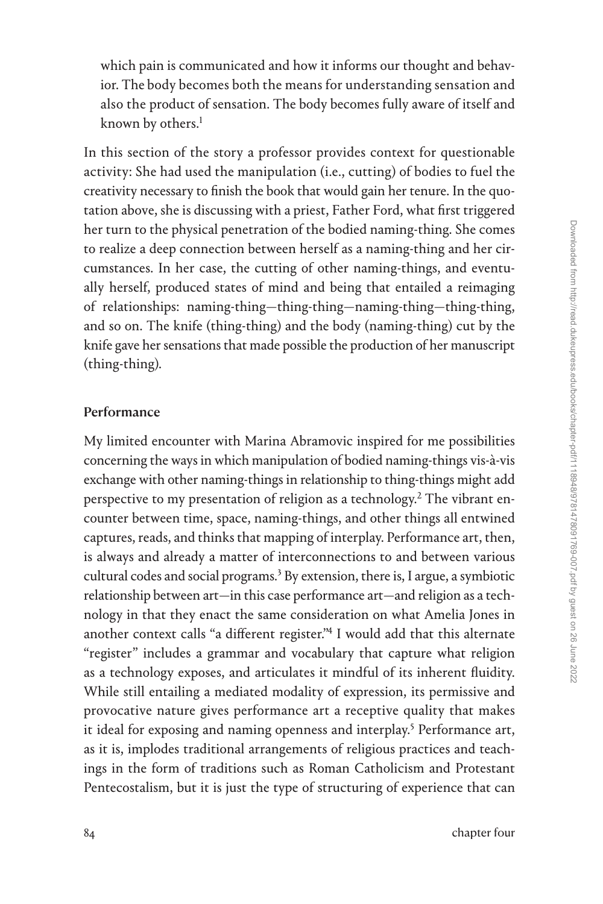which pain is communicated and how it informs our thought and behavior. The body becomes both the means for understanding sensation and also the product of sensation. The body becomes fully aware of itself and known by others.[1]

In this section of the story a professor provides context for questionable activity: She had used the manipulation (i.e., cutting) of bodies to fuel the creativity necessary to finish the book that would gain her tenure. In the quotation above, she is discussing with a priest, Father Ford, what first triggered her turn to the physical penetration of the bodied naming-thing. She comes to realize a deep connection between herself as a naming-thing and her circumstances. In her case, the cutting of other naming-things, and eventually herself, produced states of mind and being that entailed a reimaging of relationships: naming-thing—thing-thing—naming-thing—thing-thing, and so on. The knife (thing-thing) and the body (naming-thing) cut by the knife gave her sensations that made possible the production of her manuscript (thing-thing).

## Performance

My limited encounter with Marina Abramovic inspired for me possibilities concerning the ways in which manipulation of bodied naming-things vis-à-vis exchange with other naming-things in relationship to thing-things might add perspective to my presentation of religion as a technology.[2] The vibrant encounter between time, space, naming-things, and other things all entwined captures, reads, and thinks that mapping of interplay. Performance art, then, is always and already a matter of interconnections to and between various cultural codes and social programs.[3] By extension, there is, I argue, a symbiotic relationship between art—in this case performance art—and religion as a technology in that they enact the same consideration on what Amelia Jones in another context calls "a different register."[4] I would add that this alternate "register" includes a grammar and vocabulary that capture what religion as a technology exposes, and articulates it mindful of its inherent fluidity. While still entailing a mediated modality of expression, its permissive and provocative nature gives performance art a receptive quality that makes it ideal for exposing and naming openness and interplay.[5] Performance art, as it is, implodes traditional arrangements of religious practices and teachings in the form of traditions such as Roman Catholicism and Protestant Pentecostalism, but it is just the type of structuring of experience that can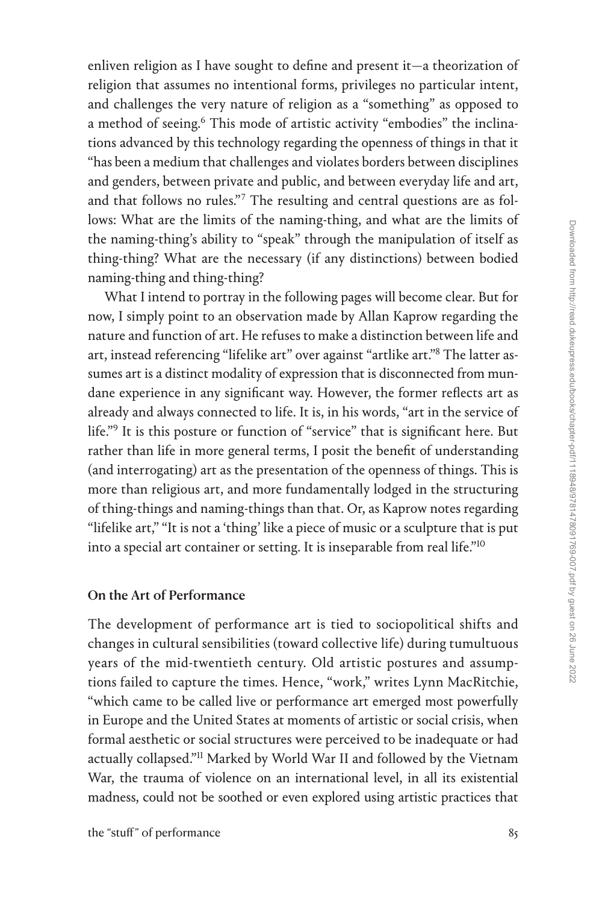enliven religion as I have sought to define and present it—a theorization of religion that assumes no intentional forms, privileges no particular intent, and challenges the very nature of religion as a "something" as opposed to a method of seeing.[6] This mode of artistic activity "embodies" the inclinations advanced by this technology regarding the openness of things in that it "has been a medium that challenges and violates borders between disciplines and genders, between private and public, and between everyday life and art, and that follows no rules."[7] The resulting and central questions are as follows: What are the limits of the naming-thing, and what are the limits of the naming-thing's ability to "speak" through the manipulation of itself as thing-thing? What are the necessary (if any distinctions) between bodied naming-thing and thing-thing?

What I intend to portray in the following pages will become clear. But for now, I simply point to an observation made by Allan Kaprow regarding the nature and function of art. He refuses to make a distinction between life and art, instead referencing "lifelike art" over against "artlike art."[8] The latter assumes art is a distinct modality of expression that is disconnected from mundane experience in any significant way. However, the former reflects art as already and always connected to life. It is, in his words, "art in the service of life."[9] It is this posture or function of "service" that is significant here. But rather than life in more general terms, I posit the benefit of understanding (and interrogating) art as the presentation of the openness of things. This is more than religious art, and more fundamentally lodged in the structuring of thing-things and naming-things than that. Or, as Kaprow notes regarding "lifelike art," "It is not a 'thing' like a piece of music or a sculpture that is put into a special art container or setting. It is inseparable from real life."[10]

## On the Art of Performance

The development of performance art is tied to sociopolitical shifts and changes in cultural sensibilities (toward collective life) during tumultuous years of the mid-twentieth century. Old artistic postures and assumptions failed to capture the times. Hence, "work," writes Lynn MacRitchie, "which came to be called live or performance art emerged most powerfully in Europe and the United States at moments of artistic or social crisis, when formal aesthetic or social structures were perceived to be inadequate or had actually collapsed."[11] Marked by World War II and followed by the Vietnam War, the trauma of violence on an international level, in all its existential madness, could not be soothed or even explored using artistic practices that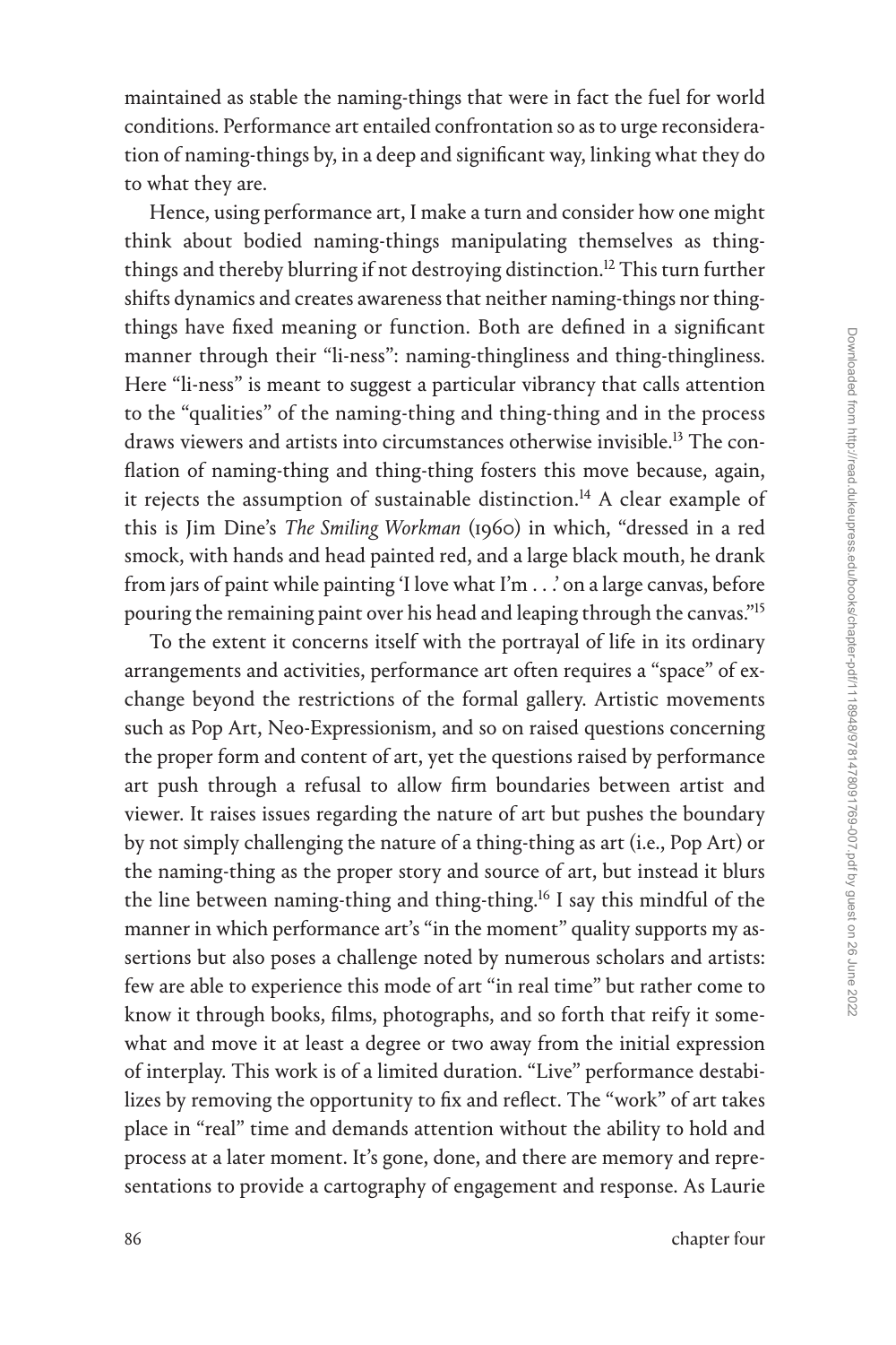maintained as stable the naming-things that were in fact the fuel for world conditions. Performance art entailed confrontation so as to urge reconsideration of naming-things by, in a deep and significant way, linking what they do to what they are.

Hence, using performance art, I make a turn and consider how one might think about bodied naming-things manipulating themselves as thing-things and thereby blurring if not destroying distinction.[12] This turn further shifts dynamics and creates awareness that neither naming-things nor thing-things have fixed meaning or function. Both are defined in a significant manner through their "li-ness": naming-thingliness and thing-thingliness. Here "li-ness" is meant to suggest a particular vibrancy that calls attention to the "qualities" of the naming-thing and thing-thing and in the process draws viewers and artists into circumstances otherwise invisible.[13] The conflation of naming-thing and thing-thing fosters this move because, again, it rejects the assumption of sustainable distinction.[14] A clear example of this is Jim Dine's *The Smiling Workman* (1960) in which, "dressed in a red smock, with hands and head painted red, and a large black mouth, he drank from jars of paint while painting 'I love what I'm . . .' on a large canvas, before pouring the remaining paint over his head and leaping through the canvas."[15]

To the extent it concerns itself with the portrayal of life in its ordinary arrangements and activities, performance art often requires a "space" of exchange beyond the restrictions of the formal gallery. Artistic movements such as Pop Art, Neo-Expressionism, and so on raised questions concerning the proper form and content of art, yet the questions raised by performance art push through a refusal to allow firm boundaries between artist and viewer. It raises issues regarding the nature of art but pushes the boundary by not simply challenging the nature of a thing-thing as art (i.e., Pop Art) or the naming-thing as the proper story and source of art, but instead it blurs the line between naming-thing and thing-thing.[16] I say this mindful of the manner in which performance art's "in the moment" quality supports my assertions but also poses a challenge noted by numerous scholars and artists: few are able to experience this mode of art "in real time" but rather come to know it through books, films, photographs, and so forth that reify it somewhat and move it at least a degree or two away from the initial expression of interplay. This work is of a limited duration. "Live" performance destabilizes by removing the opportunity to fix and reflect. The "work" of art takes place in "real" time and demands attention without the ability to hold and process at a later moment. It's gone, done, and there are memory and representations to provide a cartography of engagement and response. As Laurie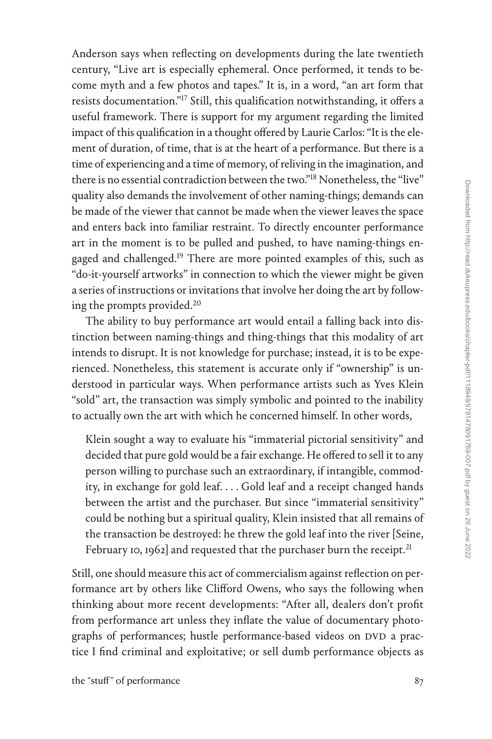Anderson says when reflecting on developments during the late twentieth century, "Live art is especially ephemeral. Once performed, it tends to become myth and a few photos and tapes." It is, in a word, "an art form that resists documentation."[17] Still, this qualification notwithstanding, it offers a useful framework. There is support for my argument regarding the limited impact of this qualification in a thought offered by Laurie Carlos: "It is the element of duration, of time, that is at the heart of a performance. But there is a time of experiencing and a time of memory, of reliving in the imagination, and there is no essential contradiction between the two."[18] Nonetheless, the "live" quality also demands the involvement of other naming-things; demands can be made of the viewer that cannot be made when the viewer leaves the space and enters back into familiar restraint. To directly encounter performance art in the moment is to be pulled and pushed, to have naming-things engaged and challenged.[19] There are more pointed examples of this, such as "do-it-yourself artworks" in connection to which the viewer might be given a series of instructions or invitations that involve her doing the art by following the prompts provided.[20]

The ability to buy performance art would entail a falling back into distinction between naming-things and thing-things that this modality of art intends to disrupt. It is not knowledge for purchase; instead, it is to be experienced. Nonetheless, this statement is accurate only if "ownership" is understood in particular ways. When performance artists such as Yves Klein "sold" art, the transaction was simply symbolic and pointed to the inability to actually own the art with which he concerned himself. In other words,

> Klein sought a way to evaluate his "immaterial pictorial sensitivity" and decided that pure gold would be a fair exchange. He offered to sell it to any person willing to purchase such an extraordinary, if intangible, commodity, in exchange for gold leaf. . . . Gold leaf and a receipt changed hands between the artist and the purchaser. But since "immaterial sensitivity" could be nothing but a spiritual quality, Klein insisted that all remains of the transaction be destroyed: he threw the gold leaf into the river [Seine, February 10, 1962] and requested that the purchaser burn the receipt.[21]

Still, one should measure this act of commercialism against reflection on performance art by others like Clifford Owens, who says the following when thinking about more recent developments: "After all, dealers don't profit from performance art unless they inflate the value of documentary photographs of performances; hustle performance-based videos on DVD a practice I find criminal and exploitative; or sell dumb performance objects as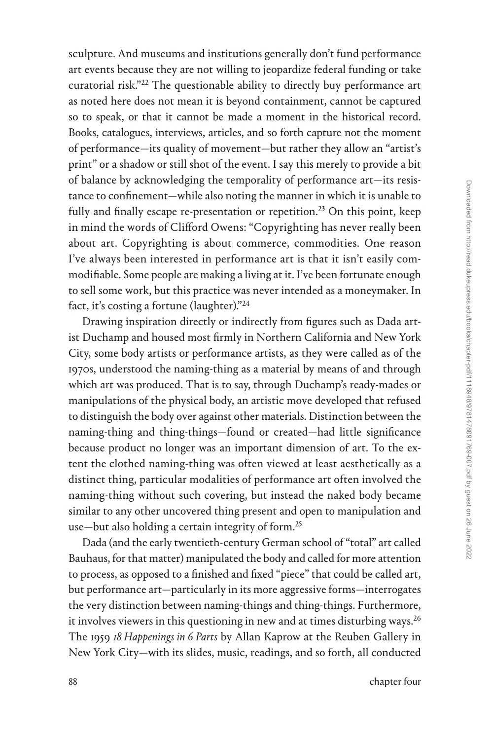sculpture. And museums and institutions generally don't fund performance art events because they are not willing to jeopardize federal funding or take curatorial risk."[22] The questionable ability to directly buy performance art as noted here does not mean it is beyond containment, cannot be captured so to speak, or that it cannot be made a moment in the historical record. Books, catalogues, interviews, articles, and so forth capture not the moment of performance—its quality of movement—but rather they allow an "artist's print" or a shadow or still shot of the event. I say this merely to provide a bit of balance by acknowledging the temporality of performance art—its resistance to confinement—while also noting the manner in which it is unable to fully and finally escape re-presentation or repetition.[23] On this point, keep in mind the words of Clifford Owens: "Copyrighting has never really been about art. Copyrighting is about commerce, commodities. One reason I've always been interested in performance art is that it isn't easily commodifiable. Some people are making a living at it. I've been fortunate enough to sell some work, but this practice was never intended as a moneymaker. In fact, it's costing a fortune (laughter)."[24]

Drawing inspiration directly or indirectly from figures such as Dada artist Duchamp and housed most firmly in Northern California and New York City, some body artists or performance artists, as they were called as of the 1970s, understood the naming-thing as a material by means of and through which art was produced. That is to say, through Duchamp's ready-mades or manipulations of the physical body, an artistic move developed that refused to distinguish the body over against other materials. Distinction between the naming-thing and thing-things—found or created—had little significance because product no longer was an important dimension of art. To the extent the clothed naming-thing was often viewed at least aesthetically as a distinct thing, particular modalities of performance art often involved the naming-thing without such covering, but instead the naked body became similar to any other uncovered thing present and open to manipulation and use—but also holding a certain integrity of form.[25]

Dada (and the early twentieth-century German school of "total" art called Bauhaus, for that matter) manipulated the body and called for more attention to process, as opposed to a finished and fixed "piece" that could be called art, but performance art—particularly in its more aggressive forms—interrogates the very distinction between naming-things and thing-things. Furthermore, it involves viewers in this questioning in new and at times disturbing ways.[26] The 1959 *18 Happenings in 6 Parts* by Allan Kaprow at the Reuben Gallery in New York City—with its slides, music, readings, and so forth, all conducted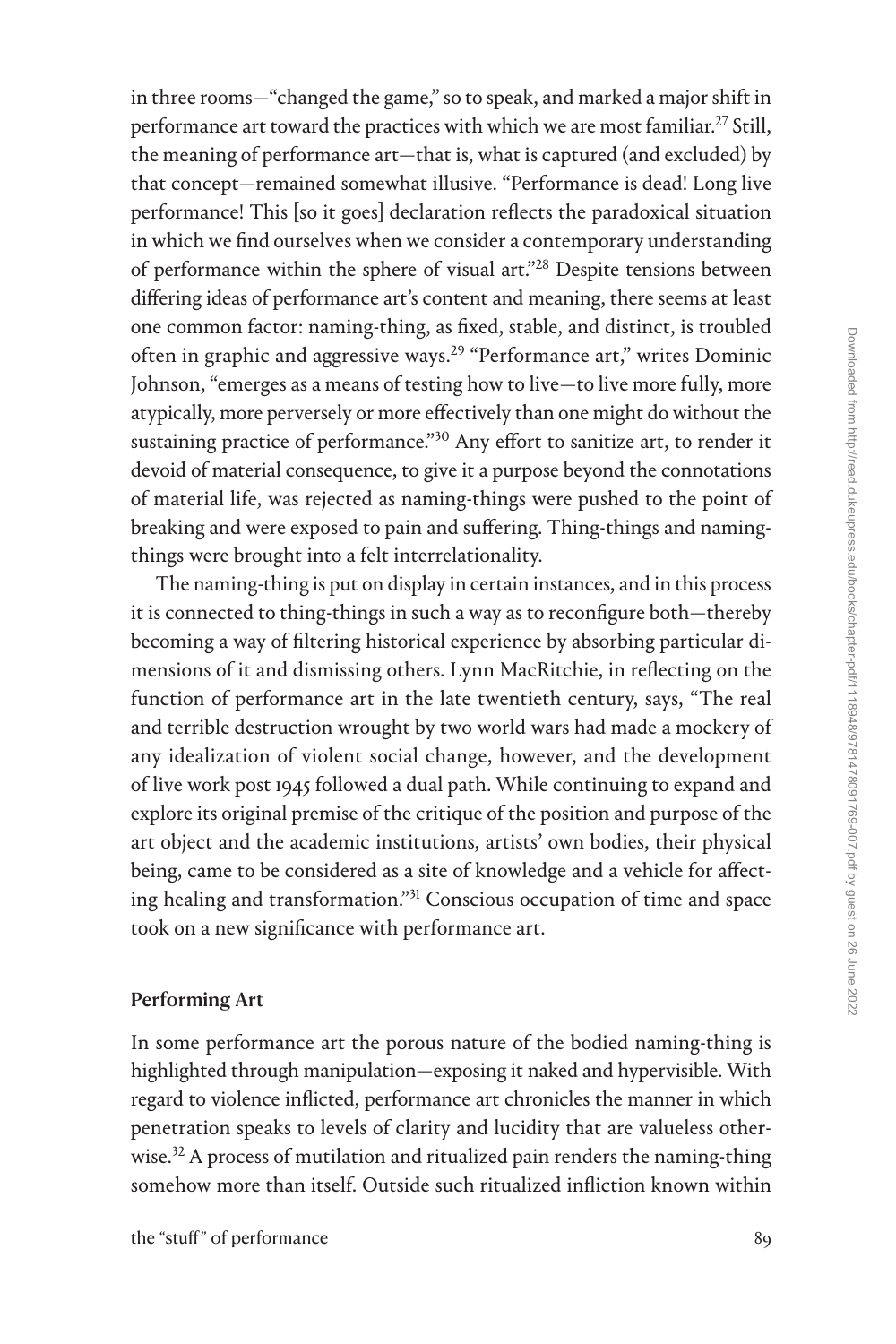in three rooms—"changed the game," so to speak, and marked a major shift in performance art toward the practices with which we are most familiar.[27] Still, the meaning of performance art—that is, what is captured (and excluded) by that concept—remained somewhat illusive. "Performance is dead! Long live performance! This [so it goes] declaration reflects the paradoxical situation in which we find ourselves when we consider a contemporary understanding of performance within the sphere of visual art."[28] Despite tensions between differing ideas of performance art's content and meaning, there seems at least one common factor: naming-thing, as fixed, stable, and distinct, is troubled often in graphic and aggressive ways.[29] "Performance art," writes Dominic Johnson, "emerges as a means of testing how to live—to live more fully, more atypically, more perversely or more effectively than one might do without the sustaining practice of performance."[30] Any effort to sanitize art, to render it devoid of material consequence, to give it a purpose beyond the connotations of material life, was rejected as naming-things were pushed to the point of breaking and were exposed to pain and suffering. Thing-things and naming-things were brought into a felt interrelationality.

The naming-thing is put on display in certain instances, and in this process it is connected to thing-things in such a way as to reconfigure both—thereby becoming a way of filtering historical experience by absorbing particular dimensions of it and dismissing others. Lynn MacRitchie, in reflecting on the function of performance art in the late twentieth century, says, "The real and terrible destruction wrought by two world wars had made a mockery of any idealization of violent social change, however, and the development of live work post 1945 followed a dual path. While continuing to expand and explore its original premise of the critique of the position and purpose of the art object and the academic institutions, artists' own bodies, their physical being, came to be considered as a site of knowledge and a vehicle for affecting healing and transformation."[31] Conscious occupation of time and space took on a new significance with performance art.

## Performing Art

In some performance art the porous nature of the bodied naming-thing is highlighted through manipulation—exposing it naked and hypervisible. With regard to violence inflicted, performance art chronicles the manner in which penetration speaks to levels of clarity and lucidity that are valueless otherwise.[32] A process of mutilation and ritualized pain renders the naming-thing somehow more than itself. Outside such ritualized infliction known within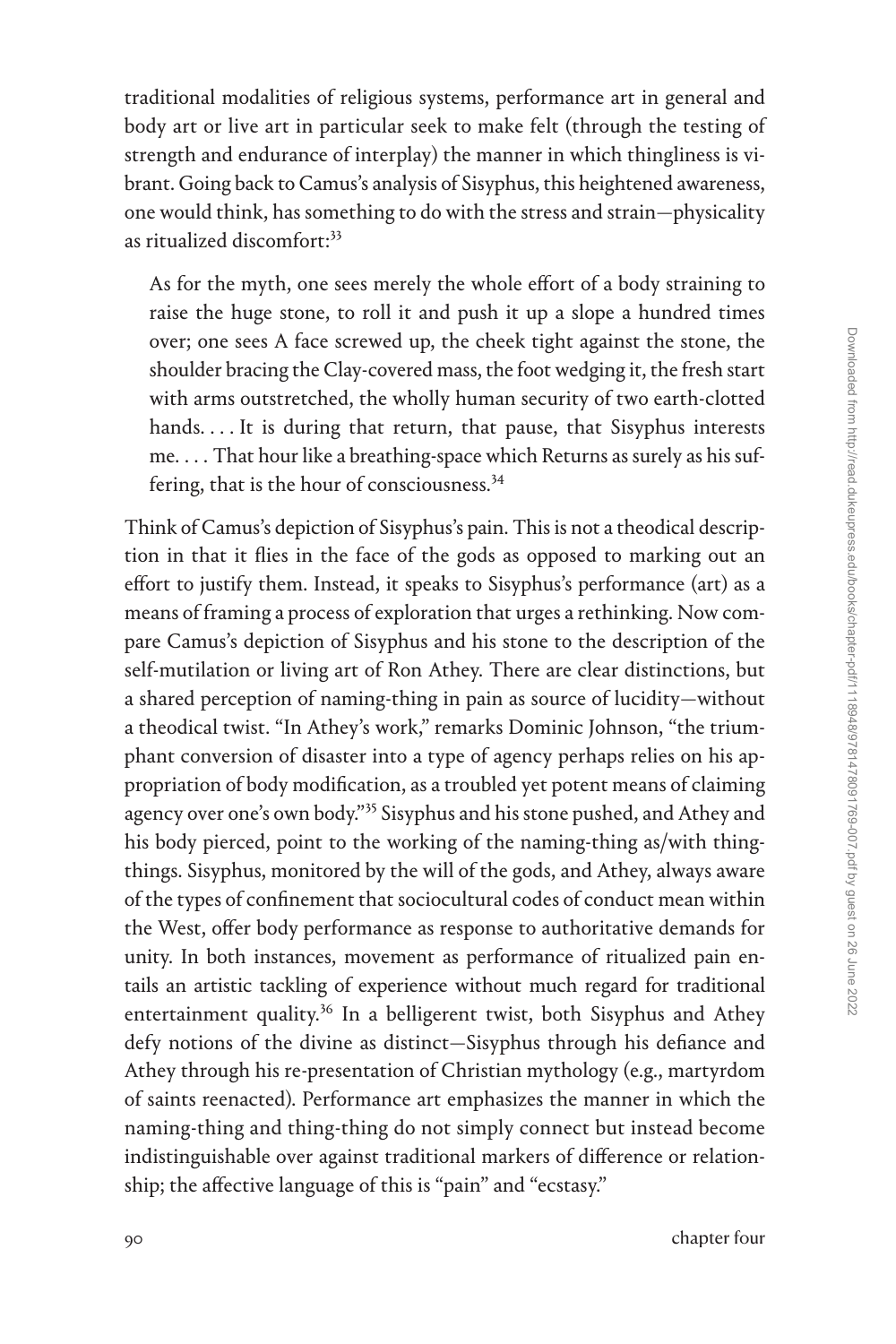traditional modalities of religious systems, performance art in general and body art or live art in particular seek to make felt (through the testing of strength and endurance of interplay) the manner in which thingliness is vibrant. Going back to Camus's analysis of Sisyphus, this heightened awareness, one would think, has something to do with the stress and strain—physicality as ritualized discomfort:[33]

> As for the myth, one sees merely the whole effort of a body straining to raise the huge stone, to roll it and push it up a slope a hundred times over; one sees A face screwed up, the cheek tight against the stone, the shoulder bracing the Clay-covered mass, the foot wedging it, the fresh start with arms outstretched, the wholly human security of two earth-clotted hands. . . . It is during that return, that pause, that Sisyphus interests me. . . . That hour like a breathing-space which Returns as surely as his suffering, that is the hour of consciousness.[34]

Think of Camus's depiction of Sisyphus's pain. This is not a theodical description in that it flies in the face of the gods as opposed to marking out an effort to justify them. Instead, it speaks to Sisyphus's performance (art) as a means of framing a process of exploration that urges a rethinking. Now compare Camus's depiction of Sisyphus and his stone to the description of the self-mutilation or living art of Ron Athey. There are clear distinctions, but a shared perception of naming-thing in pain as source of lucidity—without a theodical twist. "In Athey's work," remarks Dominic Johnson, "the triumphant conversion of disaster into a type of agency perhaps relies on his appropriation of body modification, as a troubled yet potent means of claiming agency over one's own body."[35] Sisyphus and his stone pushed, and Athey and his body pierced, point to the working of the naming-thing as/with thing-things. Sisyphus, monitored by the will of the gods, and Athey, always aware of the types of confinement that sociocultural codes of conduct mean within the West, offer body performance as response to authoritative demands for unity. In both instances, movement as performance of ritualized pain entails an artistic tackling of experience without much regard for traditional entertainment quality.[36] In a belligerent twist, both Sisyphus and Athey defy notions of the divine as distinct—Sisyphus through his defiance and Athey through his re-presentation of Christian mythology (e.g., martyrdom of saints reenacted). Performance art emphasizes the manner in which the naming-thing and thing-thing do not simply connect but instead become indistinguishable over against traditional markers of difference or relationship; the affective language of this is "pain" and "ecstasy."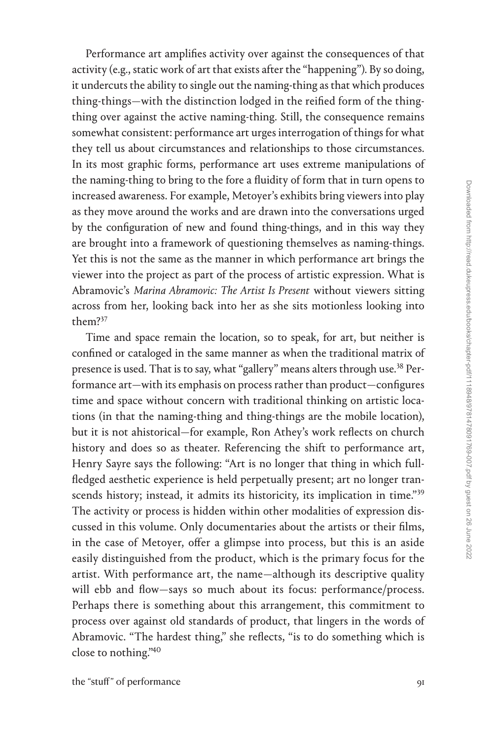Performance art amplifies activity over against the consequences of that activity (e.g., static work of art that exists after the "happening"). By so doing, it undercuts the ability to single out the naming-thing as that which produces thing-things—with the distinction lodged in the reified form of the thing-thing over against the active naming-thing. Still, the consequence remains somewhat consistent: performance art urges interrogation of things for what they tell us about circumstances and relationships to those circumstances. In its most graphic forms, performance art uses extreme manipulations of the naming-thing to bring to the fore a fluidity of form that in turn opens to increased awareness. For example, Metoyer's exhibits bring viewers into play as they move around the works and are drawn into the conversations urged by the configuration of new and found thing-things, and in this way they are brought into a framework of questioning themselves as naming-things. Yet this is not the same as the manner in which performance art brings the viewer into the project as part of the process of artistic expression. What is Abramovic's *Marina Abramovic: The Artist Is Present* without viewers sitting across from her, looking back into her as she sits motionless looking into them?[37]

Time and space remain the location, so to speak, for art, but neither is confined or cataloged in the same manner as when the traditional matrix of presence is used. That is to say, what "gallery" means alters through use.[38] Performance art—with its emphasis on process rather than product—configures time and space without concern with traditional thinking on artistic locations (in that the naming-thing and thing-things are the mobile location), but it is not ahistorical—for example, Ron Athey's work reflects on church history and does so as theater. Referencing the shift to performance art, Henry Sayre says the following: "Art is no longer that thing in which full-fledged aesthetic experience is held perpetually present; art no longer transcends history; instead, it admits its historicity, its implication in time."[39] The activity or process is hidden within other modalities of expression discussed in this volume. Only documentaries about the artists or their films, in the case of Metoyer, offer a glimpse into process, but this is an aside easily distinguished from the product, which is the primary focus for the artist. With performance art, the name—although its descriptive quality will ebb and flow—says so much about its focus: performance/process. Perhaps there is something about this arrangement, this commitment to process over against old standards of product, that lingers in the words of Abramovic. "The hardest thing," she reflects, "is to do something which is close to nothing."[40]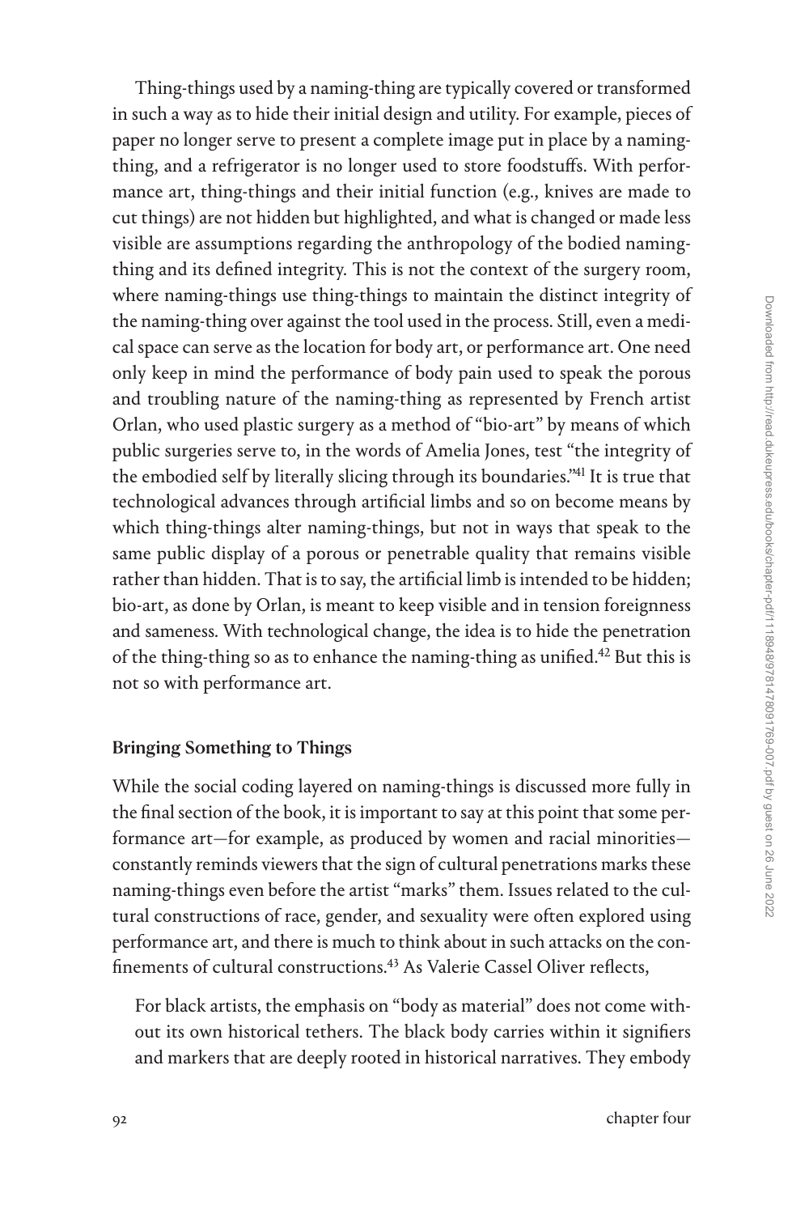Thing-things used by a naming-thing are typically covered or transformed in such a way as to hide their initial design and utility. For example, pieces of paper no longer serve to present a complete image put in place by a naming-thing, and a refrigerator is no longer used to store foodstuffs. With performance art, thing-things and their initial function (e.g., knives are made to cut things) are not hidden but highlighted, and what is changed or made less visible are assumptions regarding the anthropology of the bodied naming-thing and its defined integrity. This is not the context of the surgery room, where naming-things use thing-things to maintain the distinct integrity of the naming-thing over against the tool used in the process. Still, even a medical space can serve as the location for body art, or performance art. One need only keep in mind the performance of body pain used to speak the porous and troubling nature of the naming-thing as represented by French artist Orlan, who used plastic surgery as a method of "bio-art" by means of which public surgeries serve to, in the words of Amelia Jones, test "the integrity of the embodied self by literally slicing through its boundaries."[41] It is true that technological advances through artificial limbs and so on become means by which thing-things alter naming-things, but not in ways that speak to the same public display of a porous or penetrable quality that remains visible rather than hidden. That is to say, the artificial limb is intended to be hidden; bio-art, as done by Orlan, is meant to keep visible and in tension foreignness and sameness. With technological change, the idea is to hide the penetration of the thing-thing so as to enhance the naming-thing as unified.[42] But this is not so with performance art.

## Bringing Something to Things

While the social coding layered on naming-things is discussed more fully in the final section of the book, it is important to say at this point that some performance art—for example, as produced by women and racial minorities—constantly reminds viewers that the sign of cultural penetrations marks these naming-things even before the artist "marks" them. Issues related to the cultural constructions of race, gender, and sexuality were often explored using performance art, and there is much to think about in such attacks on the confinements of cultural constructions.[43] As Valerie Cassel Oliver reflects,

> For black artists, the emphasis on "body as material" does not come without its own historical tethers. The black body carries within it signifiers and markers that are deeply rooted in historical narratives. They embody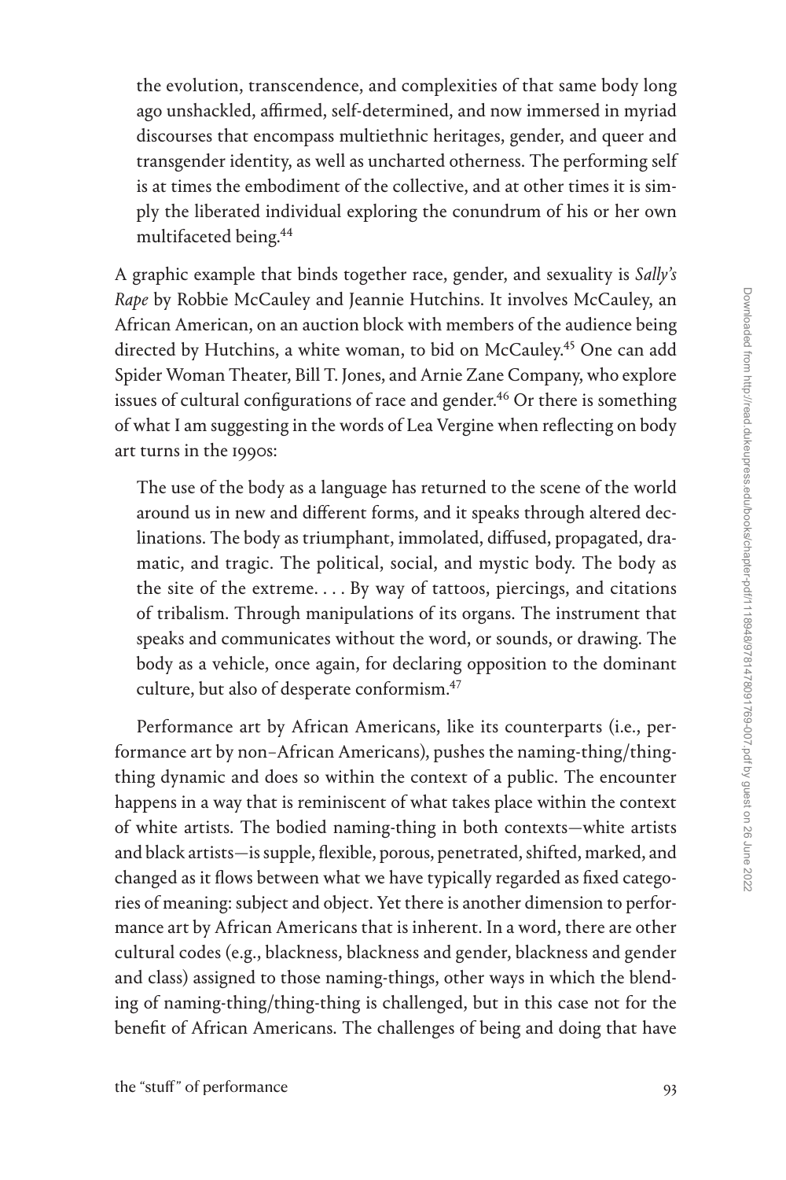> the evolution, transcendence, and complexities of that same body long ago unshackled, affirmed, self-determined, and now immersed in myriad discourses that encompass multiethnic heritages, gender, and queer and transgender identity, as well as uncharted otherness. The performing self is at times the embodiment of the collective, and at other times it is simply the liberated individual exploring the conundrum of his or her own multifaceted being.[44]

A graphic example that binds together race, gender, and sexuality is *Sally's Rape* by Robbie McCauley and Jeannie Hutchins. It involves McCauley, an African American, on an auction block with members of the audience being directed by Hutchins, a white woman, to bid on McCauley.[45] One can add Spider Woman Theater, Bill T. Jones, and Arnie Zane Company, who explore issues of cultural configurations of race and gender.[46] Or there is something of what I am suggesting in the words of Lea Vergine when reflecting on body art turns in the 1990s:

> The use of the body as a language has returned to the scene of the world around us in new and different forms, and it speaks through altered declinations. The body as triumphant, immolated, diffused, propagated, dramatic, and tragic. The political, social, and mystic body. The body as the site of the extreme. . . . By way of tattoos, piercings, and citations of tribalism. Through manipulations of its organs. The instrument that speaks and communicates without the word, or sounds, or drawing. The body as a vehicle, once again, for declaring opposition to the dominant culture, but also of desperate conformism.[47]

Performance art by African Americans, like its counterparts (i.e., performance art by non–African Americans), pushes the naming-thing/thing-thing dynamic and does so within the context of a public. The encounter happens in a way that is reminiscent of what takes place within the context of white artists. The bodied naming-thing in both contexts—white artists and black artists—is supple, flexible, porous, penetrated, shifted, marked, and changed as it flows between what we have typically regarded as fixed categories of meaning: subject and object. Yet there is another dimension to performance art by African Americans that is inherent. In a word, there are other cultural codes (e.g., blackness, blackness and gender, blackness and gender and class) assigned to those naming-things, other ways in which the blending of naming-thing/thing-thing is challenged, but in this case not for the benefit of African Americans. The challenges of being and doing that have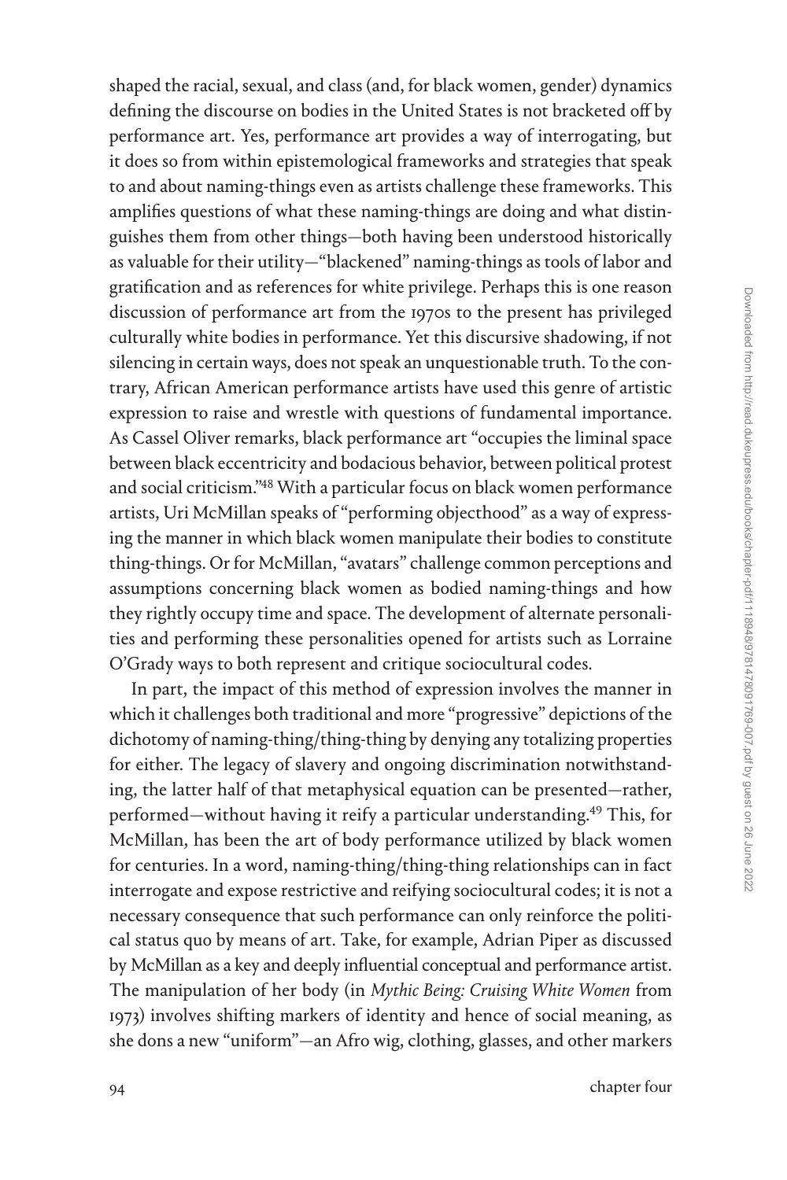shaped the racial, sexual, and class (and, for black women, gender) dynamics defining the discourse on bodies in the United States is not bracketed off by performance art. Yes, performance art provides a way of interrogating, but it does so from within epistemological frameworks and strategies that speak to and about naming-things even as artists challenge these frameworks. This amplifies questions of what these naming-things are doing and what distinguishes them from other things—both having been understood historically as valuable for their utility—"blackened" naming-things as tools of labor and gratification and as references for white privilege. Perhaps this is one reason discussion of performance art from the 1970s to the present has privileged culturally white bodies in performance. Yet this discursive shadowing, if not silencing in certain ways, does not speak an unquestionable truth. To the contrary, African American performance artists have used this genre of artistic expression to raise and wrestle with questions of fundamental importance. As Cassel Oliver remarks, black performance art "occupies the liminal space between black eccentricity and bodacious behavior, between political protest and social criticism."[48] With a particular focus on black women performance artists, Uri McMillan speaks of "performing objecthood" as a way of expressing the manner in which black women manipulate their bodies to constitute thing-things. Or for McMillan, "avatars" challenge common perceptions and assumptions concerning black women as bodied naming-things and how they rightly occupy time and space. The development of alternate personalities and performing these personalities opened for artists such as Lorraine O'Grady ways to both represent and critique sociocultural codes.

In part, the impact of this method of expression involves the manner in which it challenges both traditional and more "progressive" depictions of the dichotomy of naming-thing/thing-thing by denying any totalizing properties for either. The legacy of slavery and ongoing discrimination notwithstanding, the latter half of that metaphysical equation can be presented—rather, performed—without having it reify a particular understanding.[49] This, for McMillan, has been the art of body performance utilized by black women for centuries. In a word, naming-thing/thing-thing relationships can in fact interrogate and expose restrictive and reifying sociocultural codes; it is not a necessary consequence that such performance can only reinforce the political status quo by means of art. Take, for example, Adrian Piper as discussed by McMillan as a key and deeply influential conceptual and performance artist. The manipulation of her body (in *Mythic Being: Cruising White Women* from 1973) involves shifting markers of identity and hence of social meaning, as she dons a new "uniform"—an Afro wig, clothing, glasses, and other markers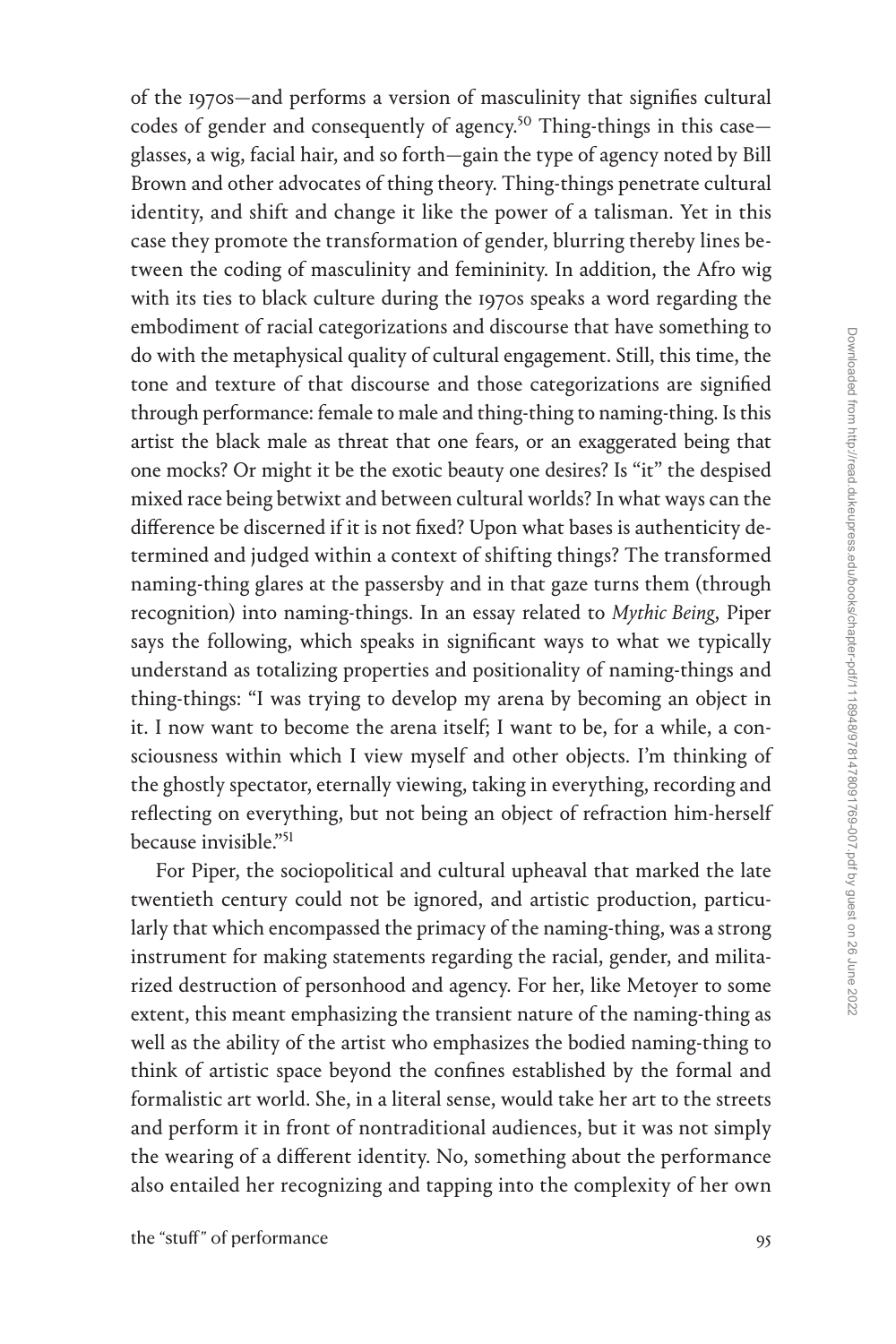of the 1970s—and performs a version of masculinity that signifies cultural codes of gender and consequently of agency.[50] Thing-things in this case—glasses, a wig, facial hair, and so forth—gain the type of agency noted by Bill Brown and other advocates of thing theory. Thing-things penetrate cultural identity, and shift and change it like the power of a talisman. Yet in this case they promote the transformation of gender, blurring thereby lines between the coding of masculinity and femininity. In addition, the Afro wig with its ties to black culture during the 1970s speaks a word regarding the embodiment of racial categorizations and discourse that have something to do with the metaphysical quality of cultural engagement. Still, this time, the tone and texture of that discourse and those categorizations are signified through performance: female to male and thing-thing to naming-thing. Is this artist the black male as threat that one fears, or an exaggerated being that one mocks? Or might it be the exotic beauty one desires? Is "it" the despised mixed race being betwixt and between cultural worlds? In what ways can the difference be discerned if it is not fixed? Upon what bases is authenticity determined and judged within a context of shifting things? The transformed naming-thing glares at the passersby and in that gaze turns them (through recognition) into naming-things. In an essay related to *Mythic Being*, Piper says the following, which speaks in significant ways to what we typically understand as totalizing properties and positionality of naming-things and thing-things: "I was trying to develop my arena by becoming an object in it. I now want to become the arena itself; I want to be, for a while, a consciousness within which I view myself and other objects. I'm thinking of the ghostly spectator, eternally viewing, taking in everything, recording and reflecting on everything, but not being an object of refraction him-herself because invisible."[51]

For Piper, the sociopolitical and cultural upheaval that marked the late twentieth century could not be ignored, and artistic production, particularly that which encompassed the primacy of the naming-thing, was a strong instrument for making statements regarding the racial, gender, and militarized destruction of personhood and agency. For her, like Metoyer to some extent, this meant emphasizing the transient nature of the naming-thing as well as the ability of the artist who emphasizes the bodied naming-thing to think of artistic space beyond the confines established by the formal and formalistic art world. She, in a literal sense, would take her art to the streets and perform it in front of nontraditional audiences, but it was not simply the wearing of a different identity. No, something about the performance also entailed her recognizing and tapping into the complexity of her own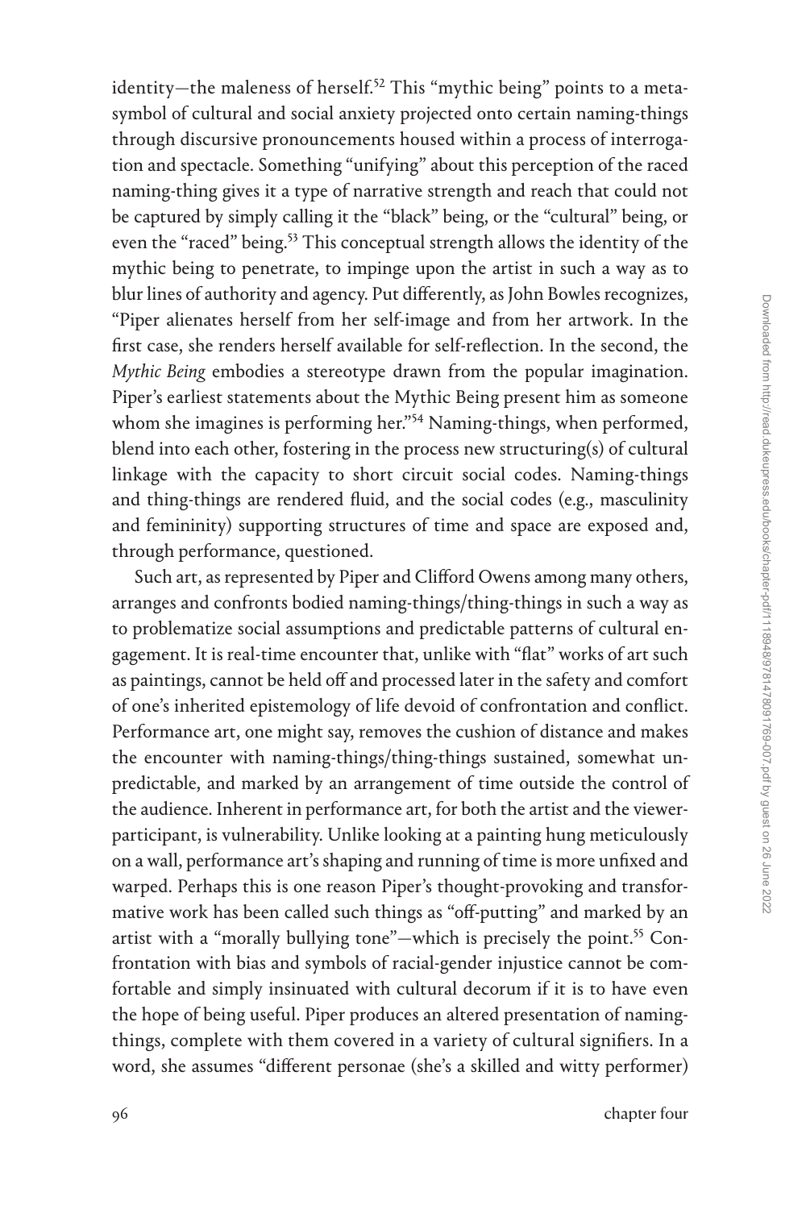identity—the maleness of herself.[52] This "mythic being" points to a metasymbol of cultural and social anxiety projected onto certain naming-things through discursive pronouncements housed within a process of interrogation and spectacle. Something "unifying" about this perception of the raced naming-thing gives it a type of narrative strength and reach that could not be captured by simply calling it the "black" being, or the "cultural" being, or even the "raced" being.[53] This conceptual strength allows the identity of the mythic being to penetrate, to impinge upon the artist in such a way as to blur lines of authority and agency. Put differently, as John Bowles recognizes, "Piper alienates herself from her self-image and from her artwork. In the first case, she renders herself available for self-reflection. In the second, the *Mythic Being* embodies a stereotype drawn from the popular imagination. Piper's earliest statements about the Mythic Being present him as someone whom she imagines is performing her."[54] Naming-things, when performed, blend into each other, fostering in the process new structuring(s) of cultural linkage with the capacity to short circuit social codes. Naming-things and thing-things are rendered fluid, and the social codes (e.g., masculinity and femininity) supporting structures of time and space are exposed and, through performance, questioned.

Such art, as represented by Piper and Clifford Owens among many others, arranges and confronts bodied naming-things/thing-things in such a way as to problematize social assumptions and predictable patterns of cultural engagement. It is real-time encounter that, unlike with "flat" works of art such as paintings, cannot be held off and processed later in the safety and comfort of one's inherited epistemology of life devoid of confrontation and conflict. Performance art, one might say, removes the cushion of distance and makes the encounter with naming-things/thing-things sustained, somewhat unpredictable, and marked by an arrangement of time outside the control of the audience. Inherent in performance art, for both the artist and the viewer-participant, is vulnerability. Unlike looking at a painting hung meticulously on a wall, performance art's shaping and running of time is more unfixed and warped. Perhaps this is one reason Piper's thought-provoking and transformative work has been called such things as "off-putting" and marked by an artist with a "morally bullying tone"—which is precisely the point.[55] Confrontation with bias and symbols of racial-gender injustice cannot be comfortable and simply insinuated with cultural decorum if it is to have even the hope of being useful. Piper produces an altered presentation of naming-things, complete with them covered in a variety of cultural signifiers. In a word, she assumes "different personae (she's a skilled and witty performer)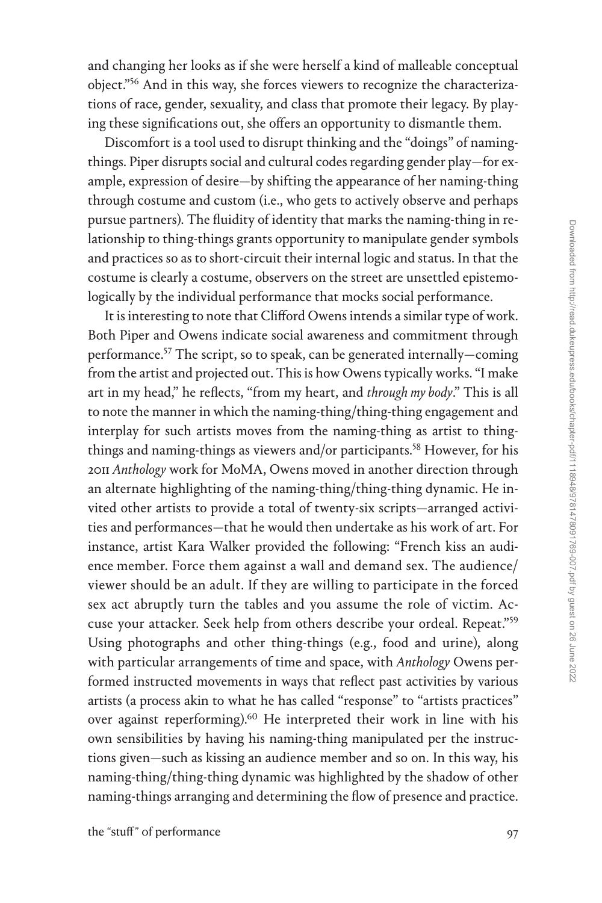and changing her looks as if she were herself a kind of malleable conceptual object."[56] And in this way, she forces viewers to recognize the characterizations of race, gender, sexuality, and class that promote their legacy. By playing these significations out, she offers an opportunity to dismantle them.

Discomfort is a tool used to disrupt thinking and the "doings" of naming-things. Piper disrupts social and cultural codes regarding gender play—for example, expression of desire—by shifting the appearance of her naming-thing through costume and custom (i.e., who gets to actively observe and perhaps pursue partners). The fluidity of identity that marks the naming-thing in relationship to thing-things grants opportunity to manipulate gender symbols and practices so as to short-circuit their internal logic and status. In that the costume is clearly a costume, observers on the street are unsettled epistemologically by the individual performance that mocks social performance.

It is interesting to note that Clifford Owens intends a similar type of work. Both Piper and Owens indicate social awareness and commitment through performance.[57] The script, so to speak, can be generated internally—coming from the artist and projected out. This is how Owens typically works. "I make art in my head," he reflects, "from my heart, and *through my body*." This is all to note the manner in which the naming-thing/thing-thing engagement and interplay for such artists moves from the naming-thing as artist to thing-things and naming-things as viewers and/or participants.[58] However, for his 2011 *Anthology* work for MoMA, Owens moved in another direction through an alternate highlighting of the naming-thing/thing-thing dynamic. He invited other artists to provide a total of twenty-six scripts—arranged activities and performances—that he would then undertake as his work of art. For instance, artist Kara Walker provided the following: "French kiss an audience member. Force them against a wall and demand sex. The audience/viewer should be an adult. If they are willing to participate in the forced sex act abruptly turn the tables and you assume the role of victim. Accuse your attacker. Seek help from others describe your ordeal. Repeat."[59] Using photographs and other thing-things (e.g., food and urine), along with particular arrangements of time and space, with *Anthology* Owens performed instructed movements in ways that reflect past activities by various artists (a process akin to what he has called "response" to "artists practices" over against reperforming).[60] He interpreted their work in line with his own sensibilities by having his naming-thing manipulated per the instructions given—such as kissing an audience member and so on. In this way, his naming-thing/thing-thing dynamic was highlighted by the shadow of other naming-things arranging and determining the flow of presence and practice.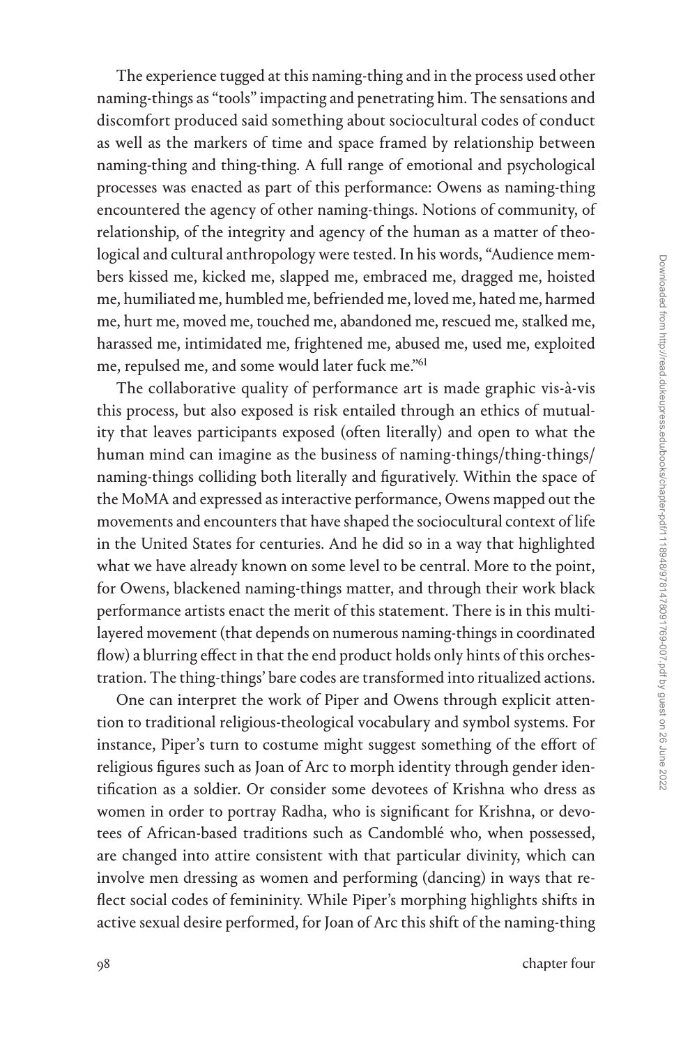The experience tugged at this naming-thing and in the process used other naming-things as "tools" impacting and penetrating him. The sensations and discomfort produced said something about sociocultural codes of conduct as well as the markers of time and space framed by relationship between naming-thing and thing-thing. A full range of emotional and psychological processes was enacted as part of this performance: Owens as naming-thing encountered the agency of other naming-things. Notions of community, of relationship, of the integrity and agency of the human as a matter of theological and cultural anthropology were tested. In his words, "Audience members kissed me, kicked me, slapped me, embraced me, dragged me, hoisted me, humiliated me, humbled me, befriended me, loved me, hated me, harmed me, hurt me, moved me, touched me, abandoned me, rescued me, stalked me, harassed me, intimidated me, frightened me, abused me, used me, exploited me, repulsed me, and some would later fuck me."[61]

The collaborative quality of performance art is made graphic vis-à-vis this process, but also exposed is risk entailed through an ethics of mutuality that leaves participants exposed (often literally) and open to what the human mind can imagine as the business of naming-things/thing-things/naming-things colliding both literally and figuratively. Within the space of the MoMA and expressed as interactive performance, Owens mapped out the movements and encounters that have shaped the sociocultural context of life in the United States for centuries. And he did so in a way that highlighted what we have already known on some level to be central. More to the point, for Owens, blackened naming-things matter, and through their work black performance artists enact the merit of this statement. There is in this multilayered movement (that depends on numerous naming-things in coordinated flow) a blurring effect in that the end product holds only hints of this orchestration. The thing-things' bare codes are transformed into ritualized actions.

One can interpret the work of Piper and Owens through explicit attention to traditional religious-theological vocabulary and symbol systems. For instance, Piper's turn to costume might suggest something of the effort of religious figures such as Joan of Arc to morph identity through gender identification as a soldier. Or consider some devotees of Krishna who dress as women in order to portray Radha, who is significant for Krishna, or devotees of African-based traditions such as Candomblé who, when possessed, are changed into attire consistent with that particular divinity, which can involve men dressing as women and performing (dancing) in ways that reflect social codes of femininity. While Piper's morphing highlights shifts in active sexual desire performed, for Joan of Arc this shift of the naming-thing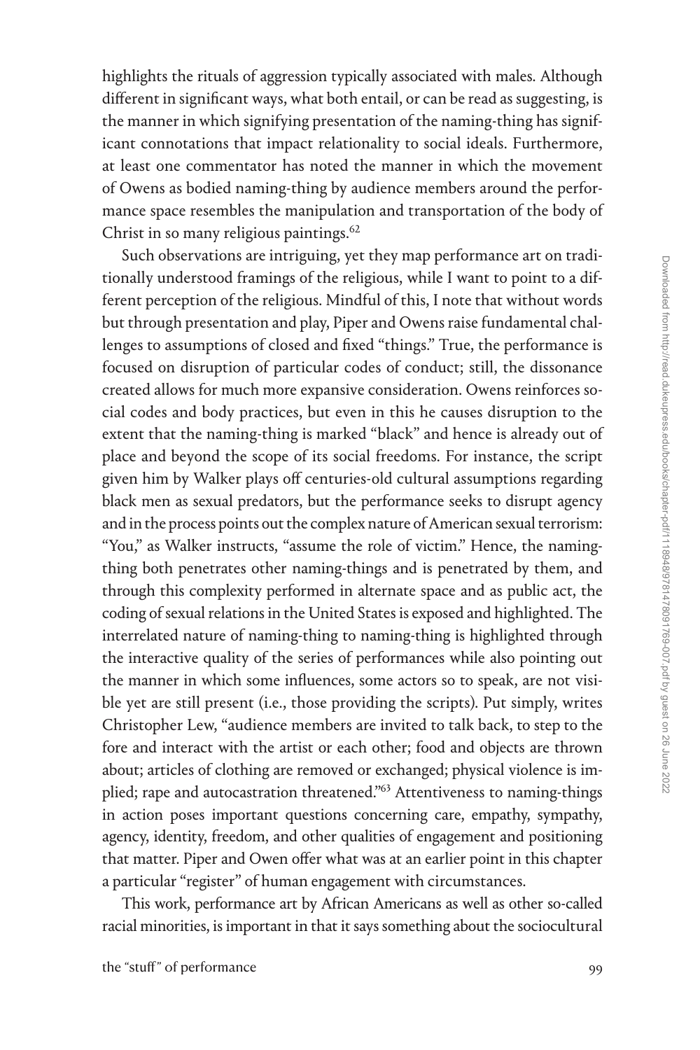highlights the rituals of aggression typically associated with males. Although different in significant ways, what both entail, or can be read as suggesting, is the manner in which signifying presentation of the naming-thing has significant connotations that impact relationality to social ideals. Furthermore, at least one commentator has noted the manner in which the movement of Owens as bodied naming-thing by audience members around the performance space resembles the manipulation and transportation of the body of Christ in so many religious paintings.[62]

Such observations are intriguing, yet they map performance art on traditionally understood framings of the religious, while I want to point to a different perception of the religious. Mindful of this, I note that without words but through presentation and play, Piper and Owens raise fundamental challenges to assumptions of closed and fixed "things." True, the performance is focused on disruption of particular codes of conduct; still, the dissonance created allows for much more expansive consideration. Owens reinforces social codes and body practices, but even in this he causes disruption to the extent that the naming-thing is marked "black" and hence is already out of place and beyond the scope of its social freedoms. For instance, the script given him by Walker plays off centuries-old cultural assumptions regarding black men as sexual predators, but the performance seeks to disrupt agency and in the process points out the complex nature of American sexual terrorism: "You," as Walker instructs, "assume the role of victim." Hence, the naming-thing both penetrates other naming-things and is penetrated by them, and through this complexity performed in alternate space and as public act, the coding of sexual relations in the United States is exposed and highlighted. The interrelated nature of naming-thing to naming-thing is highlighted through the interactive quality of the series of performances while also pointing out the manner in which some influences, some actors so to speak, are not visible yet are still present (i.e., those providing the scripts). Put simply, writes Christopher Lew, "audience members are invited to talk back, to step to the fore and interact with the artist or each other; food and objects are thrown about; articles of clothing are removed or exchanged; physical violence is implied; rape and autocastration threatened."[63] Attentiveness to naming-things in action poses important questions concerning care, empathy, sympathy, agency, identity, freedom, and other qualities of engagement and positioning that matter. Piper and Owen offer what was at an earlier point in this chapter a particular "register" of human engagement with circumstances.

This work, performance art by African Americans as well as other so-called racial minorities, is important in that it says something about the sociocultural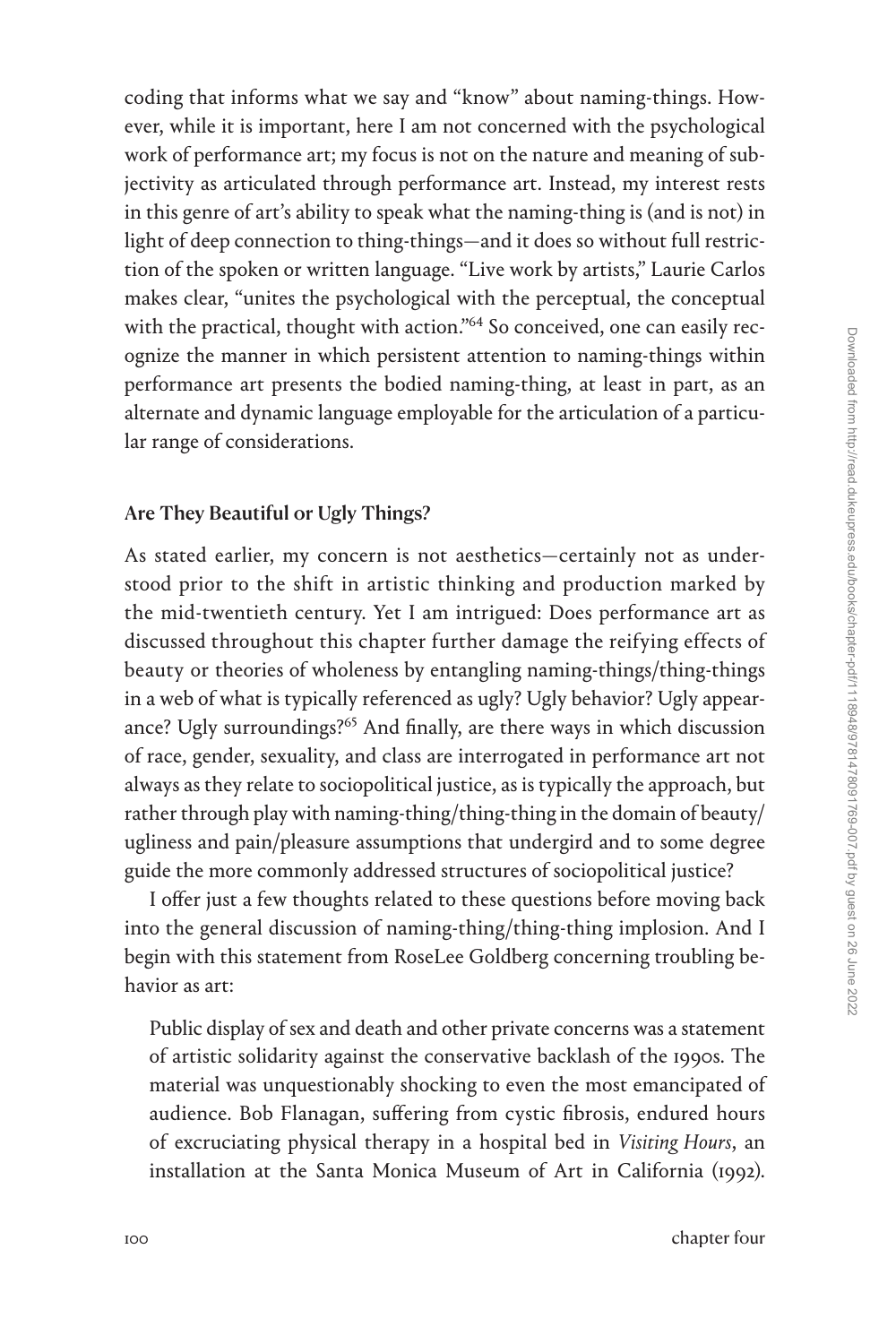coding that informs what we say and "know" about naming-things. However, while it is important, here I am not concerned with the psychological work of performance art; my focus is not on the nature and meaning of subjectivity as articulated through performance art. Instead, my interest rests in this genre of art's ability to speak what the naming-thing is (and is not) in light of deep connection to thing-things—and it does so without full restriction of the spoken or written language. "Live work by artists," Laurie Carlos makes clear, "unites the psychological with the perceptual, the conceptual with the practical, thought with action."[64] So conceived, one can easily recognize the manner in which persistent attention to naming-things within performance art presents the bodied naming-thing, at least in part, as an alternate and dynamic language employable for the articulation of a particular range of considerations.

## Are They Beautiful or Ugly Things?

As stated earlier, my concern is not aesthetics—certainly not as understood prior to the shift in artistic thinking and production marked by the mid-twentieth century. Yet I am intrigued: Does performance art as discussed throughout this chapter further damage the reifying effects of beauty or theories of wholeness by entangling naming-things/thing-things in a web of what is typically referenced as ugly? Ugly behavior? Ugly appearance? Ugly surroundings?[65] And finally, are there ways in which discussion of race, gender, sexuality, and class are interrogated in performance art not always as they relate to sociopolitical justice, as is typically the approach, but rather through play with naming-thing/thing-thing in the domain of beauty/ugliness and pain/pleasure assumptions that undergird and to some degree guide the more commonly addressed structures of sociopolitical justice?

I offer just a few thoughts related to these questions before moving back into the general discussion of naming-thing/thing-thing implosion. And I begin with this statement from RoseLee Goldberg concerning troubling behavior as art:

> Public display of sex and death and other private concerns was a statement of artistic solidarity against the conservative backlash of the 1990s. The material was unquestionably shocking to even the most emancipated of audience. Bob Flanagan, suffering from cystic fibrosis, endured hours of excruciating physical therapy in a hospital bed in *Visiting Hours*, an installation at the Santa Monica Museum of Art in California (1992).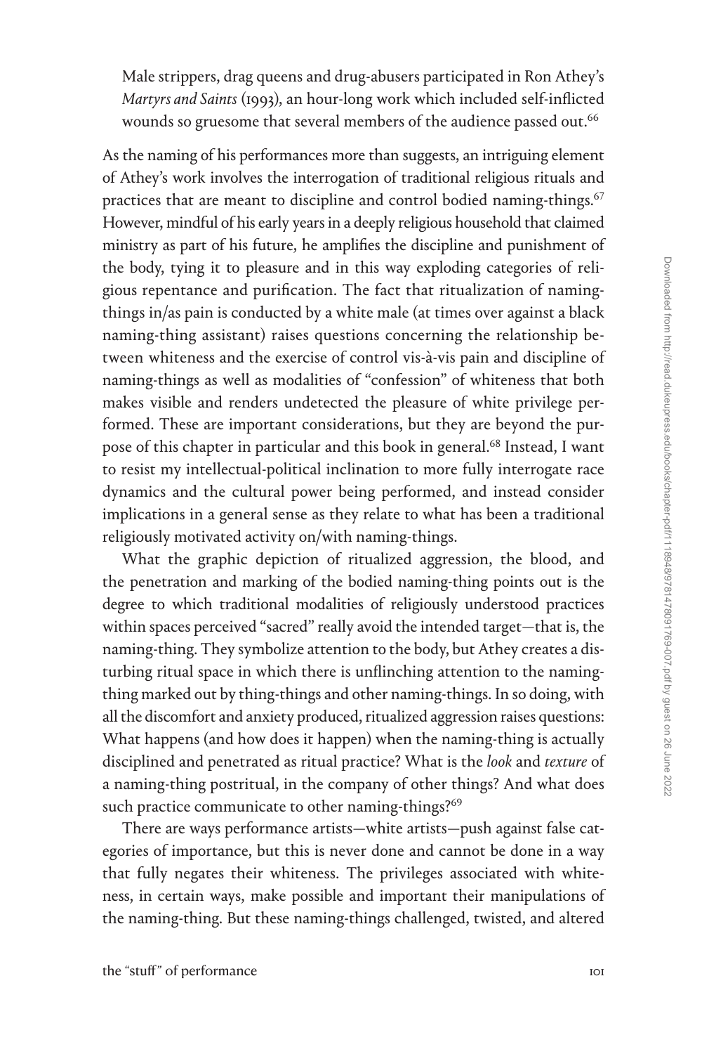> Male strippers, drag queens and drug-abusers participated in Ron Athey's *Martyrs and Saints* (1993), an hour-long work which included self-inflicted wounds so gruesome that several members of the audience passed out.[66]

As the naming of his performances more than suggests, an intriguing element of Athey's work involves the interrogation of traditional religious rituals and practices that are meant to discipline and control bodied naming-things.[67] However, mindful of his early years in a deeply religious household that claimed ministry as part of his future, he amplifies the discipline and punishment of the body, tying it to pleasure and in this way exploding categories of religious repentance and purification. The fact that ritualization of naming-things in/as pain is conducted by a white male (at times over against a black naming-thing assistant) raises questions concerning the relationship between whiteness and the exercise of control vis-à-vis pain and discipline of naming-things as well as modalities of "confession" of whiteness that both makes visible and renders undetected the pleasure of white privilege performed. These are important considerations, but they are beyond the purpose of this chapter in particular and this book in general.[68] Instead, I want to resist my intellectual-political inclination to more fully interrogate race dynamics and the cultural power being performed, and instead consider implications in a general sense as they relate to what has been a traditional religiously motivated activity on/with naming-things.

What the graphic depiction of ritualized aggression, the blood, and the penetration and marking of the bodied naming-thing points out is the degree to which traditional modalities of religiously understood practices within spaces perceived "sacred" really avoid the intended target—that is, the naming-thing. They symbolize attention to the body, but Athey creates a disturbing ritual space in which there is unflinching attention to the naming-thing marked out by thing-things and other naming-things. In so doing, with all the discomfort and anxiety produced, ritualized aggression raises questions: What happens (and how does it happen) when the naming-thing is actually disciplined and penetrated as ritual practice? What is the *look* and *texture* of a naming-thing postritual, in the company of other things? And what does such practice communicate to other naming-things?[69]

There are ways performance artists—white artists—push against false categories of importance, but this is never done and cannot be done in a way that fully negates their whiteness. The privileges associated with whiteness, in certain ways, make possible and important their manipulations of the naming-thing. But these naming-things challenged, twisted, and altered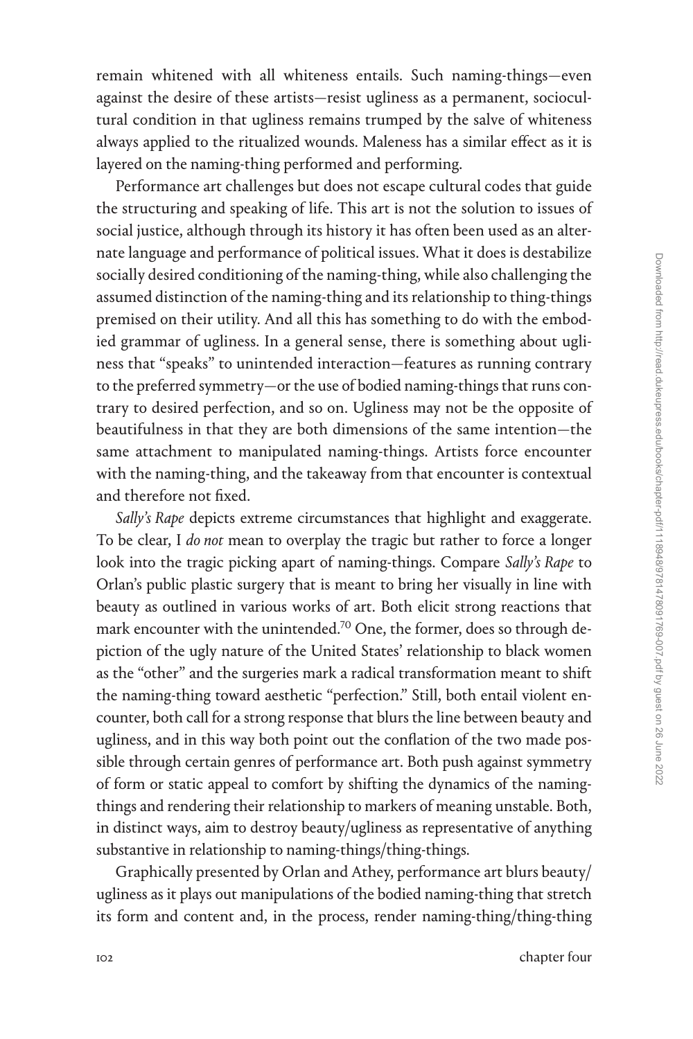remain whitened with all whiteness entails. Such naming-things—even against the desire of these artists—resist ugliness as a permanent, sociocultural condition in that ugliness remains trumped by the salve of whiteness always applied to the ritualized wounds. Maleness has a similar effect as it is layered on the naming-thing performed and performing.

Performance art challenges but does not escape cultural codes that guide the structuring and speaking of life. This art is not the solution to issues of social justice, although through its history it has often been used as an alternate language and performance of political issues. What it does is destabilize socially desired conditioning of the naming-thing, while also challenging the assumed distinction of the naming-thing and its relationship to thing-things premised on their utility. And all this has something to do with the embodied grammar of ugliness. In a general sense, there is something about ugliness that "speaks" to unintended interaction—features as running contrary to the preferred symmetry—or the use of bodied naming-things that runs contrary to desired perfection, and so on. Ugliness may not be the opposite of beautifulness in that they are both dimensions of the same intention—the same attachment to manipulated naming-things. Artists force encounter with the naming-thing, and the takeaway from that encounter is contextual and therefore not fixed.

*Sally's Rape* depicts extreme circumstances that highlight and exaggerate. To be clear, I *do not* mean to overplay the tragic but rather to force a longer look into the tragic picking apart of naming-things. Compare *Sally's Rape* to Orlan's public plastic surgery that is meant to bring her visually in line with beauty as outlined in various works of art. Both elicit strong reactions that mark encounter with the unintended.[70] One, the former, does so through depiction of the ugly nature of the United States' relationship to black women as the "other" and the surgeries mark a radical transformation meant to shift the naming-thing toward aesthetic "perfection." Still, both entail violent encounter, both call for a strong response that blurs the line between beauty and ugliness, and in this way both point out the conflation of the two made possible through certain genres of performance art. Both push against symmetry of form or static appeal to comfort by shifting the dynamics of the naming-things and rendering their relationship to markers of meaning unstable. Both, in distinct ways, aim to destroy beauty/ugliness as representative of anything substantive in relationship to naming-things/thing-things.

Graphically presented by Orlan and Athey, performance art blurs beauty/ugliness as it plays out manipulations of the bodied naming-thing that stretch its form and content and, in the process, render naming-thing/thing-thing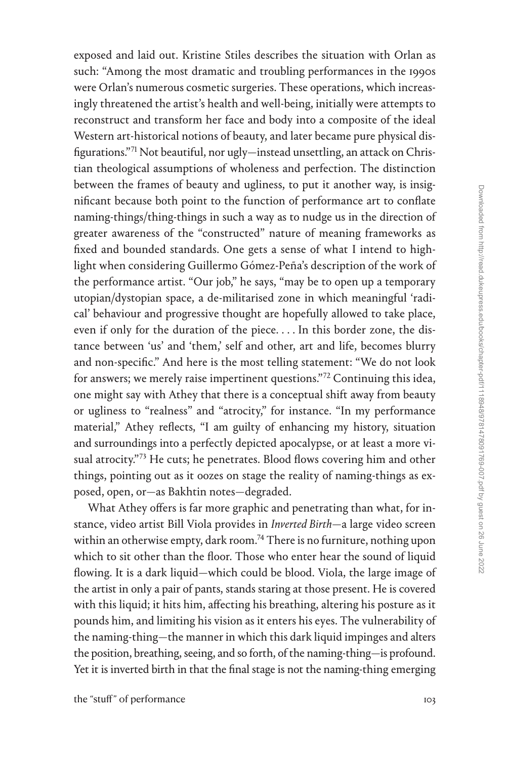exposed and laid out. Kristine Stiles describes the situation with Orlan as such: "Among the most dramatic and troubling performances in the 1990s were Orlan's numerous cosmetic surgeries. These operations, which increasingly threatened the artist's health and well-being, initially were attempts to reconstruct and transform her face and body into a composite of the ideal Western art-historical notions of beauty, and later became pure physical disfigurations."[71] Not beautiful, nor ugly—instead unsettling, an attack on Christian theological assumptions of wholeness and perfection. The distinction between the frames of beauty and ugliness, to put it another way, is insignificant because both point to the function of performance art to conflate naming-things/thing-things in such a way as to nudge us in the direction of greater awareness of the "constructed" nature of meaning frameworks as fixed and bounded standards. One gets a sense of what I intend to highlight when considering Guillermo Gómez-Peña's description of the work of the performance artist. "Our job," he says, "may be to open up a temporary utopian/dystopian space, a de-militarised zone in which meaningful 'radical' behaviour and progressive thought are hopefully allowed to take place, even if only for the duration of the piece. . . . In this border zone, the distance between 'us' and 'them,' self and other, art and life, becomes blurry and non-specific." And here is the most telling statement: "We do not look for answers; we merely raise impertinent questions."[72] Continuing this idea, one might say with Athey that there is a conceptual shift away from beauty or ugliness to "realness" and "atrocity," for instance. "In my performance material," Athey reflects, "I am guilty of enhancing my history, situation and surroundings into a perfectly depicted apocalypse, or at least a more visual atrocity."[73] He cuts; he penetrates. Blood flows covering him and other things, pointing out as it oozes on stage the reality of naming-things as exposed, open, or—as Bakhtin notes—degraded.

What Athey offers is far more graphic and penetrating than what, for instance, video artist Bill Viola provides in *Inverted Birth*—a large video screen within an otherwise empty, dark room.[74] There is no furniture, nothing upon which to sit other than the floor. Those who enter hear the sound of liquid flowing. It is a dark liquid—which could be blood. Viola, the large image of the artist in only a pair of pants, stands staring at those present. He is covered with this liquid; it hits him, affecting his breathing, altering his posture as it pounds him, and limiting his vision as it enters his eyes. The vulnerability of the naming-thing—the manner in which this dark liquid impinges and alters the position, breathing, seeing, and so forth, of the naming-thing—is profound. Yet it is inverted birth in that the final stage is not the naming-thing emerging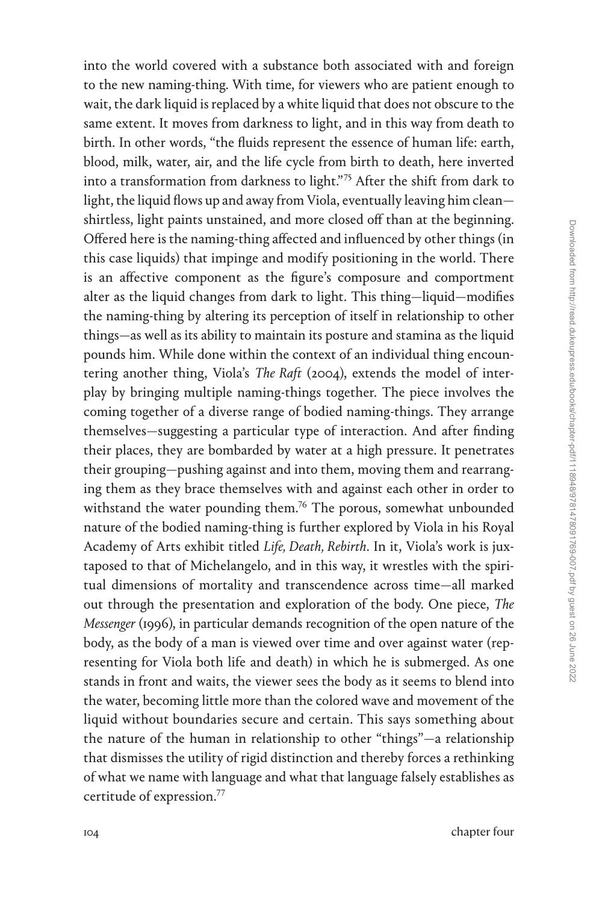into the world covered with a substance both associated with and foreign to the new naming-thing. With time, for viewers who are patient enough to wait, the dark liquid is replaced by a white liquid that does not obscure to the same extent. It moves from darkness to light, and in this way from death to birth. In other words, "the fluids represent the essence of human life: earth, blood, milk, water, air, and the life cycle from birth to death, here inverted into a transformation from darkness to light."[75] After the shift from dark to light, the liquid flows up and away from Viola, eventually leaving him clean—shirtless, light paints unstained, and more closed off than at the beginning. Offered here is the naming-thing affected and influenced by other things (in this case liquids) that impinge and modify positioning in the world. There is an affective component as the figure's composure and comportment alter as the liquid changes from dark to light. This thing—liquid—modifies the naming-thing by altering its perception of itself in relationship to other things—as well as its ability to maintain its posture and stamina as the liquid pounds him. While done within the context of an individual thing encountering another thing, Viola's *The Raft* (2004), extends the model of interplay by bringing multiple naming-things together. The piece involves the coming together of a diverse range of bodied naming-things. They arrange themselves—suggesting a particular type of interaction. And after finding their places, they are bombarded by water at a high pressure. It penetrates their grouping—pushing against and into them, moving them and rearranging them as they brace themselves with and against each other in order to withstand the water pounding them.[76] The porous, somewhat unbounded nature of the bodied naming-thing is further explored by Viola in his Royal Academy of Arts exhibit titled *Life, Death, Rebirth*. In it, Viola's work is juxtaposed to that of Michelangelo, and in this way, it wrestles with the spiritual dimensions of mortality and transcendence across time—all marked out through the presentation and exploration of the body. One piece, *The Messenger* (1996), in particular demands recognition of the open nature of the body, as the body of a man is viewed over time and over against water (representing for Viola both life and death) in which he is submerged. As one stands in front and waits, the viewer sees the body as it seems to blend into the water, becoming little more than the colored wave and movement of the liquid without boundaries secure and certain. This says something about the nature of the human in relationship to other "things"—a relationship that dismisses the utility of rigid distinction and thereby forces a rethinking of what we name with language and what that language falsely establishes as certitude of expression.[77]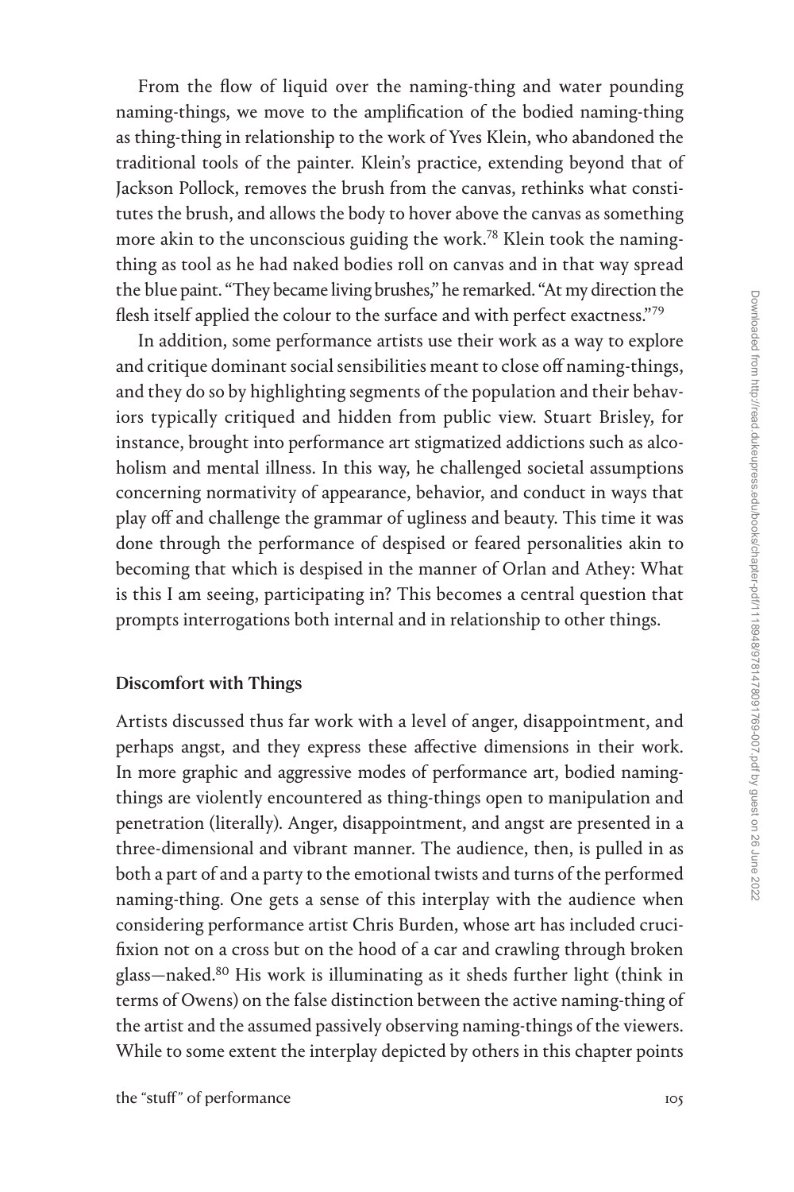From the flow of liquid over the naming-thing and water pounding naming-things, we move to the amplification of the bodied naming-thing as thing-thing in relationship to the work of Yves Klein, who abandoned the traditional tools of the painter. Klein's practice, extending beyond that of Jackson Pollock, removes the brush from the canvas, rethinks what constitutes the brush, and allows the body to hover above the canvas as something more akin to the unconscious guiding the work.[78] Klein took the naming-thing as tool as he had naked bodies roll on canvas and in that way spread the blue paint. "They became living brushes," he remarked. "At my direction the flesh itself applied the colour to the surface and with perfect exactness."[79]

In addition, some performance artists use their work as a way to explore and critique dominant social sensibilities meant to close off naming-things, and they do so by highlighting segments of the population and their behaviors typically critiqued and hidden from public view. Stuart Brisley, for instance, brought into performance art stigmatized addictions such as alcoholism and mental illness. In this way, he challenged societal assumptions concerning normativity of appearance, behavior, and conduct in ways that play off and challenge the grammar of ugliness and beauty. This time it was done through the performance of despised or feared personalities akin to becoming that which is despised in the manner of Orlan and Athey: What is this I am seeing, participating in? This becomes a central question that prompts interrogations both internal and in relationship to other things.

### Discomfort with Things

Artists discussed thus far work with a level of anger, disappointment, and perhaps angst, and they express these affective dimensions in their work. In more graphic and aggressive modes of performance art, bodied naming-things are violently encountered as thing-things open to manipulation and penetration (literally). Anger, disappointment, and angst are presented in a three-dimensional and vibrant manner. The audience, then, is pulled in as both a part of and a party to the emotional twists and turns of the performed naming-thing. One gets a sense of this interplay with the audience when considering performance artist Chris Burden, whose art has included crucifixion not on a cross but on the hood of a car and crawling through broken glass—naked.[80] His work is illuminating as it sheds further light (think in terms of Owens) on the false distinction between the active naming-thing of the artist and the assumed passively observing naming-things of the viewers. While to some extent the interplay depicted by others in this chapter points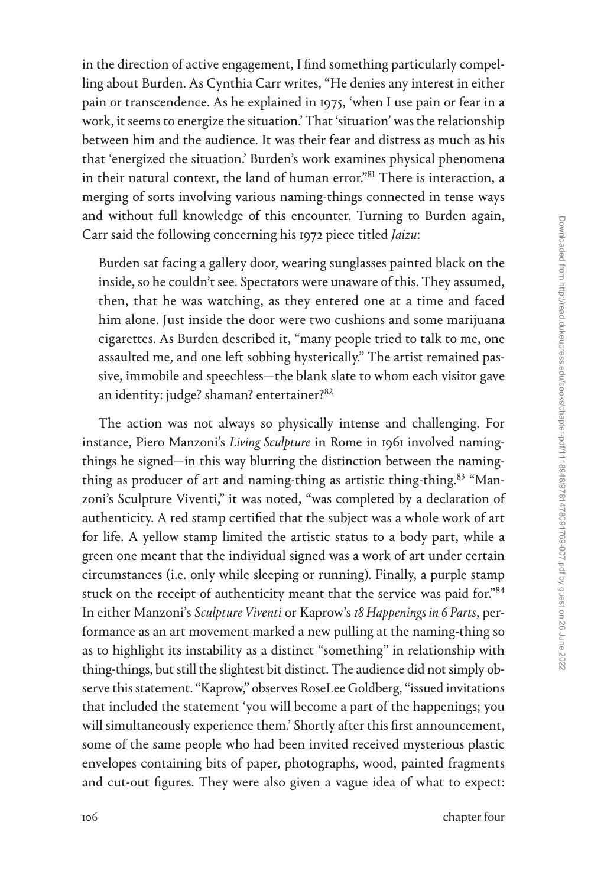in the direction of active engagement, I find something particularly compelling about Burden. As Cynthia Carr writes, "He denies any interest in either pain or transcendence. As he explained in 1975, 'when I use pain or fear in a work, it seems to energize the situation.' That 'situation' was the relationship between him and the audience. It was their fear and distress as much as his that 'energized the situation.' Burden's work examines physical phenomena in their natural context, the land of human error."[81] There is interaction, a merging of sorts involving various naming-things connected in tense ways and without full knowledge of this encounter. Turning to Burden again, Carr said the following concerning his 1972 piece titled *Jaizu*:

> Burden sat facing a gallery door, wearing sunglasses painted black on the inside, so he couldn't see. Spectators were unaware of this. They assumed, then, that he was watching, as they entered one at a time and faced him alone. Just inside the door were two cushions and some marijuana cigarettes. As Burden described it, "many people tried to talk to me, one assaulted me, and one left sobbing hysterically." The artist remained passive, immobile and speechless—the blank slate to whom each visitor gave an identity: judge? shaman? entertainer?[82]

The action was not always so physically intense and challenging. For instance, Piero Manzoni's *Living Sculpture* in Rome in 1961 involved naming-things he signed—in this way blurring the distinction between the naming-thing as producer of art and naming-thing as artistic thing-thing.[83] "Manzoni's Sculpture Viventi," it was noted, "was completed by a declaration of authenticity. A red stamp certified that the subject was a whole work of art for life. A yellow stamp limited the artistic status to a body part, while a green one meant that the individual signed was a work of art under certain circumstances (i.e. only while sleeping or running). Finally, a purple stamp stuck on the receipt of authenticity meant that the service was paid for."[84] In either Manzoni's *Sculpture Viventi* or Kaprow's *18 Happenings in 6 Parts*, performance as an art movement marked a new pulling at the naming-thing so as to highlight its instability as a distinct "something" in relationship with thing-things, but still the slightest bit distinct. The audience did not simply observe this statement. "Kaprow," observes RoseLee Goldberg, "issued invitations that included the statement 'you will become a part of the happenings; you will simultaneously experience them.' Shortly after this first announcement, some of the same people who had been invited received mysterious plastic envelopes containing bits of paper, photographs, wood, painted fragments and cut-out figures. They were also given a vague idea of what to expect: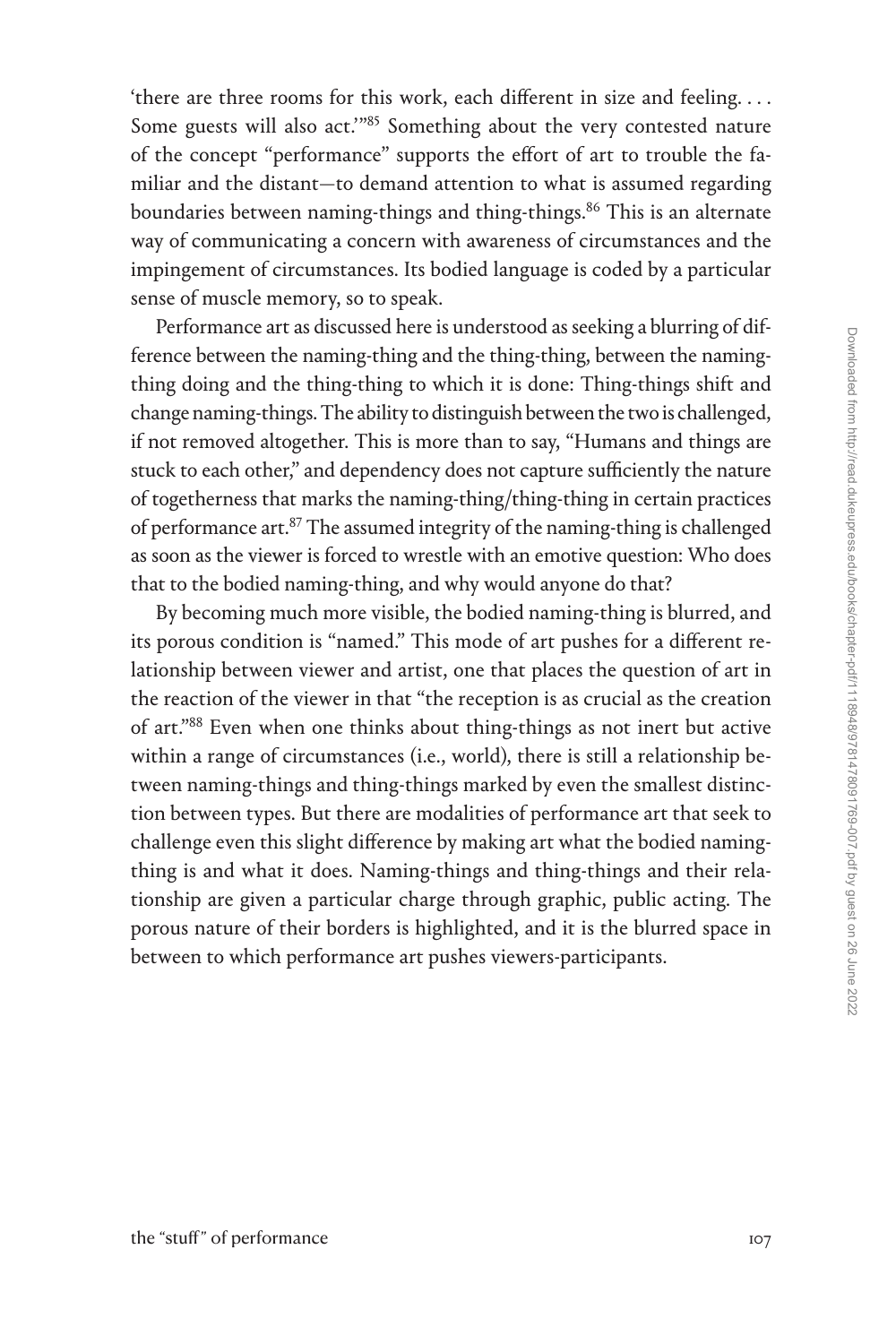'there are three rooms for this work, each different in size and feeling. . . . Some guests will also act.'"[85] Something about the very contested nature of the concept "performance" supports the effort of art to trouble the familiar and the distant—to demand attention to what is assumed regarding boundaries between naming-things and thing-things.[86] This is an alternate way of communicating a concern with awareness of circumstances and the impingement of circumstances. Its bodied language is coded by a particular sense of muscle memory, so to speak.

Performance art as discussed here is understood as seeking a blurring of difference between the naming-thing and the thing-thing, between the naming-thing doing and the thing-thing to which it is done: Thing-things shift and change naming-things. The ability to distinguish between the two is challenged, if not removed altogether. This is more than to say, "Humans and things are stuck to each other," and dependency does not capture sufficiently the nature of togetherness that marks the naming-thing/thing-thing in certain practices of performance art.[87] The assumed integrity of the naming-thing is challenged as soon as the viewer is forced to wrestle with an emotive question: Who does that to the bodied naming-thing, and why would anyone do that?

By becoming much more visible, the bodied naming-thing is blurred, and its porous condition is "named." This mode of art pushes for a different relationship between viewer and artist, one that places the question of art in the reaction of the viewer in that "the reception is as crucial as the creation of art."[88] Even when one thinks about thing-things as not inert but active within a range of circumstances (i.e., world), there is still a relationship between naming-things and thing-things marked by even the smallest distinction between types. But there are modalities of performance art that seek to challenge even this slight difference by making art what the bodied naming-thing is and what it does. Naming-things and thing-things and their relationship are given a particular charge through graphic, public acting. The porous nature of their borders is highlighted, and it is the blurred space in between to which performance art pushes viewers-participants.